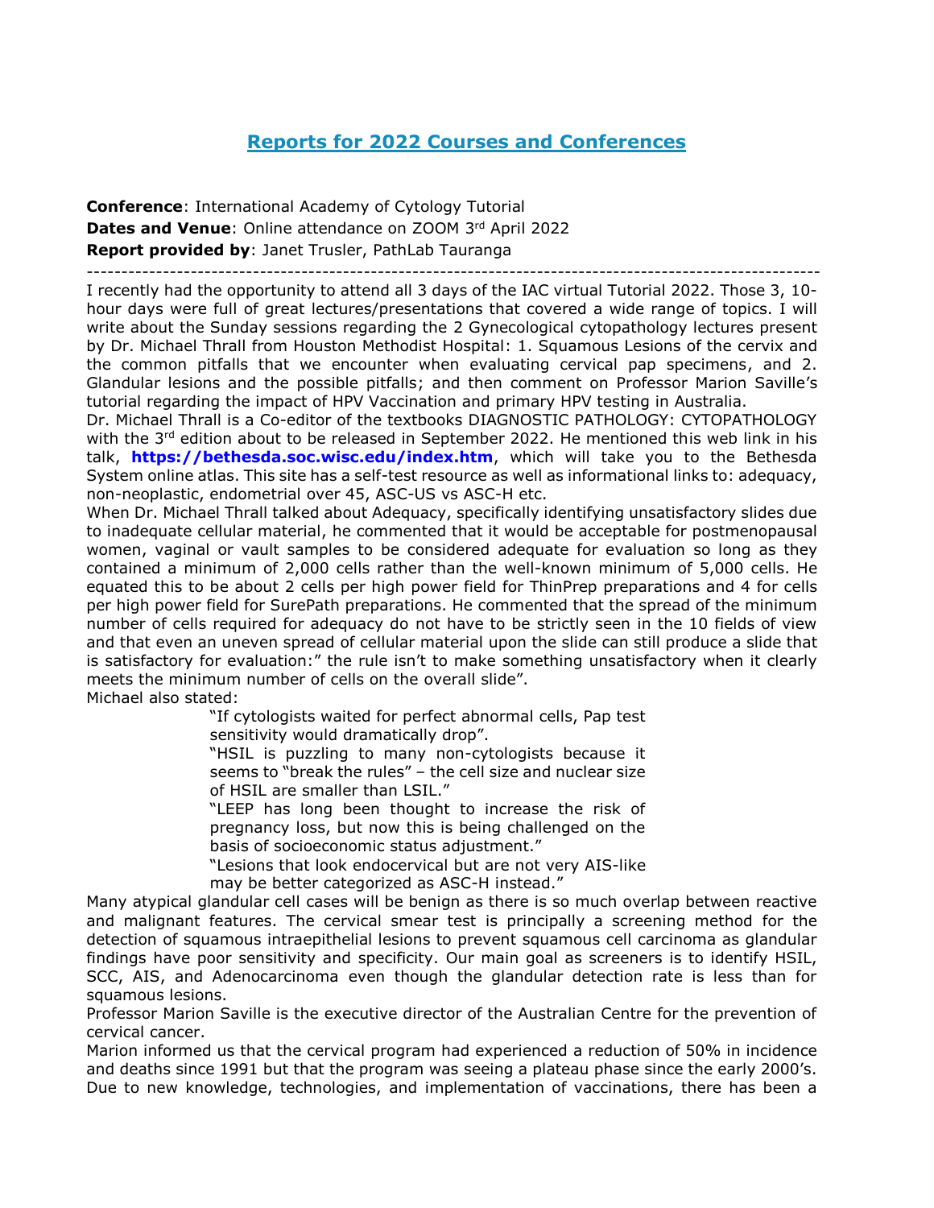# [Reports for 2022 Courses and Conferences]

**Conference**: International Academy of Cytology Tutorial
**Dates and Venue**: Online attendance on ZOOM 3rd April 2022
**Report provided by**: Janet Trusler, PathLab Tauranga

---

I recently had the opportunity to attend all 3 days of the IAC virtual Tutorial 2022. Those 3, 10-hour days were full of great lectures/presentations that covered a wide range of topics. I will write about the Sunday sessions regarding the 2 Gynecological cytopathology lectures present by Dr. Michael Thrall from Houston Methodist Hospital: 1. Squamous Lesions of the cervix and the common pitfalls that we encounter when evaluating cervical pap specimens, and 2. Glandular lesions and the possible pitfalls; and then comment on Professor Marion Saville's tutorial regarding the impact of HPV Vaccination and primary HPV testing in Australia.

Dr. Michael Thrall is a Co-editor of the textbooks DIAGNOSTIC PATHOLOGY: CYTOPATHOLOGY with the 3rd edition about to be released in September 2022. He mentioned this web link in his talk, **https://bethesda.soc.wisc.edu/index.htm**, which will take you to the Bethesda System online atlas. This site has a self-test resource as well as informational links to: adequacy, non-neoplastic, endometrial over 45, ASC-US vs ASC-H etc.

When Dr. Michael Thrall talked about Adequacy, specifically identifying unsatisfactory slides due to inadequate cellular material, he commented that it would be acceptable for postmenopausal women, vaginal or vault samples to be considered adequate for evaluation so long as they contained a minimum of 2,000 cells rather than the well-known minimum of 5,000 cells. He equated this to be about 2 cells per high power field for ThinPrep preparations and 4 for cells per high power field for SurePath preparations. He commented that the spread of the minimum number of cells required for adequacy do not have to be strictly seen in the 10 fields of view and that even an uneven spread of cellular material upon the slide can still produce a slide that is satisfactory for evaluation:" the rule isn't to make something unsatisfactory when it clearly meets the minimum number of cells on the overall slide".

Michael also stated:

> "If cytologists waited for perfect abnormal cells, Pap test sensitivity would dramatically drop".
>
> "HSIL is puzzling to many non-cytologists because it seems to "break the rules" – the cell size and nuclear size of HSIL are smaller than LSIL."
>
> "LEEP has long been thought to increase the risk of pregnancy loss, but now this is being challenged on the basis of socioeconomic status adjustment."
>
> "Lesions that look endocervical but are not very AIS-like may be better categorized as ASC-H instead."

Many atypical glandular cell cases will be benign as there is so much overlap between reactive and malignant features. The cervical smear test is principally a screening method for the detection of squamous intraepithelial lesions to prevent squamous cell carcinoma as glandular findings have poor sensitivity and specificity. Our main goal as screeners is to identify HSIL, SCC, AIS, and Adenocarcinoma even though the glandular detection rate is less than for squamous lesions.

Professor Marion Saville is the executive director of the Australian Centre for the prevention of cervical cancer.

Marion informed us that the cervical program had experienced a reduction of 50% in incidence and deaths since 1991 but that the program was seeing a plateau phase since the early 2000's. Due to new knowledge, technologies, and implementation of vaccinations, there has been a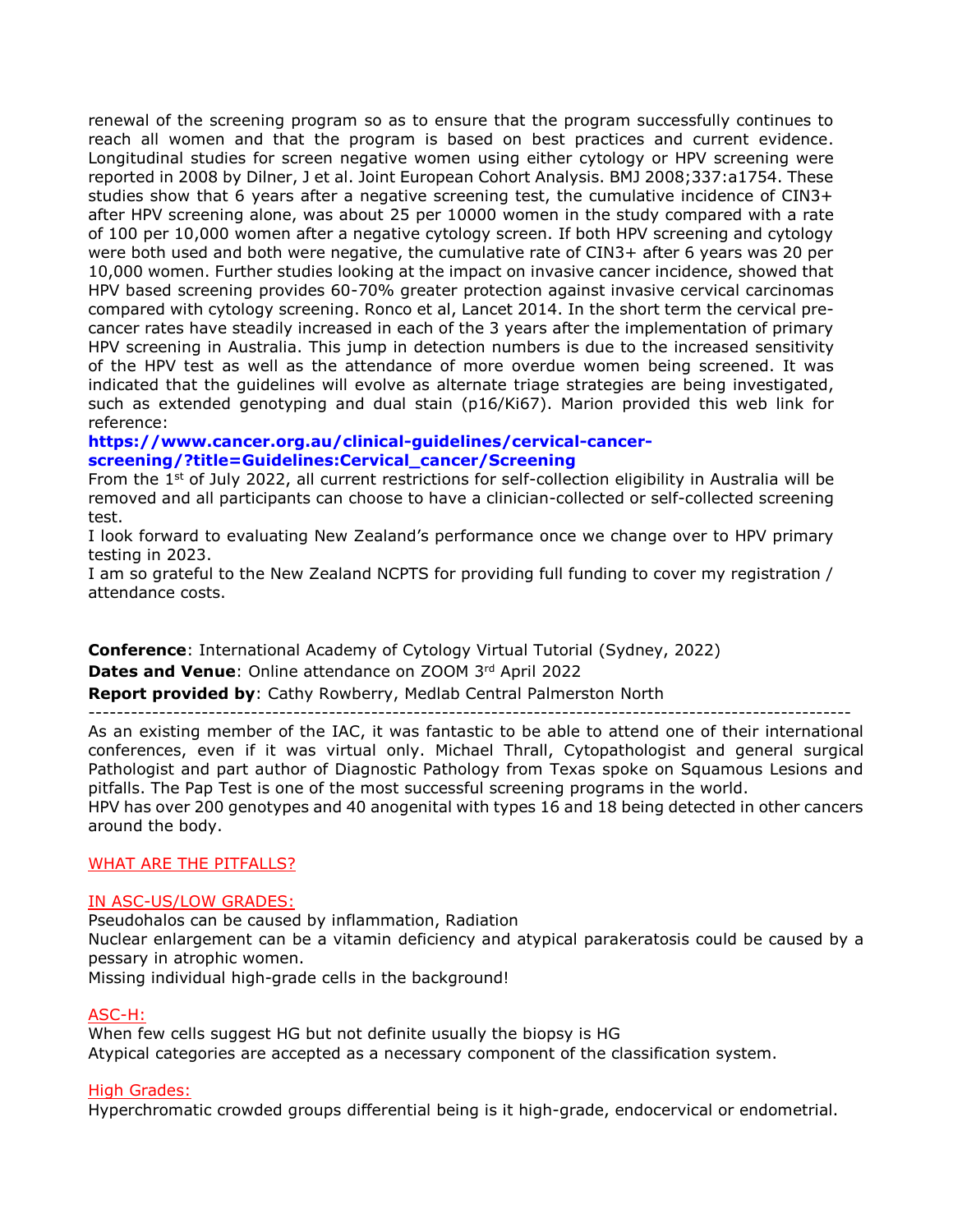renewal of the screening program so as to ensure that the program successfully continues to reach all women and that the program is based on best practices and current evidence. Longitudinal studies for screen negative women using either cytology or HPV screening were reported in 2008 by Dilner, J et al. Joint European Cohort Analysis. BMJ 2008;337:a1754. These studies show that 6 years after a negative screening test, the cumulative incidence of CIN3+ after HPV screening alone, was about 25 per 10000 women in the study compared with a rate of 100 per 10,000 women after a negative cytology screen. If both HPV screening and cytology were both used and both were negative, the cumulative rate of CIN3+ after 6 years was 20 per 10,000 women. Further studies looking at the impact on invasive cancer incidence, showed that HPV based screening provides 60-70% greater protection against invasive cervical carcinomas compared with cytology screening. Ronco et al, Lancet 2014. In the short term the cervical pre-cancer rates have steadily increased in each of the 3 years after the implementation of primary HPV screening in Australia. This jump in detection numbers is due to the increased sensitivity of the HPV test as well as the attendance of more overdue women being screened. It was indicated that the guidelines will evolve as alternate triage strategies are being investigated, such as extended genotyping and dual stain (p16/Ki67). Marion provided this web link for reference:

**https://www.cancer.org.au/clinical-guidelines/cervical-cancer-screening/?title=Guidelines:Cervical_cancer/Screening**

From the 1st of July 2022, all current restrictions for self-collection eligibility in Australia will be removed and all participants can choose to have a clinician-collected or self-collected screening test.

I look forward to evaluating New Zealand's performance once we change over to HPV primary testing in 2023.

I am so grateful to the New Zealand NCPTS for providing full funding to cover my registration / attendance costs.

**Conference**: International Academy of Cytology Virtual Tutorial (Sydney, 2022)

**Dates and Venue**: Online attendance on ZOOM 3rd April 2022

**Report provided by**: Cathy Rowberry, Medlab Central Palmerston North

---

As an existing member of the IAC, it was fantastic to be able to attend one of their international conferences, even if it was virtual only. Michael Thrall, Cytopathologist and general surgical Pathologist and part author of Diagnostic Pathology from Texas spoke on Squamous Lesions and pitfalls. The Pap Test is one of the most successful screening programs in the world.

HPV has over 200 genotypes and 40 anogenital with types 16 and 18 being detected in other cancers around the body.

WHAT ARE THE PITFALLS?

IN ASC-US/LOW GRADES:

Pseudohalos can be caused by inflammation, Radiation

Nuclear enlargement can be a vitamin deficiency and atypical parakeratosis could be caused by a pessary in atrophic women.

Missing individual high-grade cells in the background!

ASC-H:

When few cells suggest HG but not definite usually the biopsy is HG

Atypical categories are accepted as a necessary component of the classification system.

High Grades:

Hyperchromatic crowded groups differential being is it high-grade, endocervical or endometrial.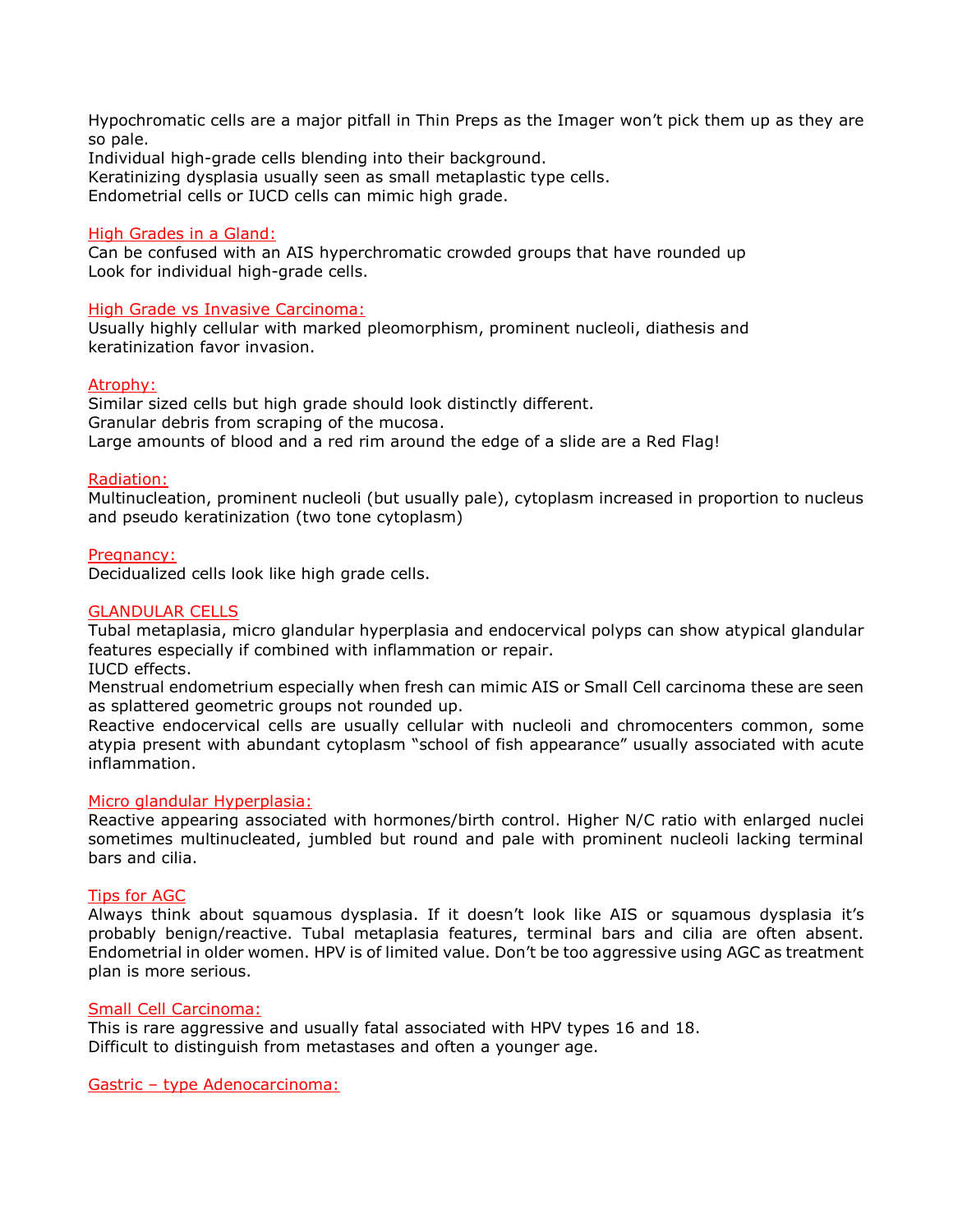Hypochromatic cells are a major pitfall in Thin Preps as the Imager won't pick them up as they are so pale.
Individual high-grade cells blending into their background.
Keratinizing dysplasia usually seen as small metaplastic type cells.
Endometrial cells or IUCD cells can mimic high grade.

### High Grades in a Gland:

Can be confused with an AIS hyperchromatic crowded groups that have rounded up
Look for individual high-grade cells.

### High Grade vs Invasive Carcinoma:

Usually highly cellular with marked pleomorphism, prominent nucleoli, diathesis and keratinization favor invasion.

### Atrophy:

Similar sized cells but high grade should look distinctly different.
Granular debris from scraping of the mucosa.
Large amounts of blood and a red rim around the edge of a slide are a Red Flag!

### Radiation:

Multinucleation, prominent nucleoli (but usually pale), cytoplasm increased in proportion to nucleus and pseudo keratinization (two tone cytoplasm)

### Pregnancy:

Decidualized cells look like high grade cells.

### GLANDULAR CELLS

Tubal metaplasia, micro glandular hyperplasia and endocervical polyps can show atypical glandular features especially if combined with inflammation or repair.
IUCD effects.
Menstrual endometrium especially when fresh can mimic AIS or Small Cell carcinoma these are seen as splattered geometric groups not rounded up.
Reactive endocervical cells are usually cellular with nucleoli and chromocenters common, some atypia present with abundant cytoplasm "school of fish appearance" usually associated with acute inflammation.

### Micro glandular Hyperplasia:

Reactive appearing associated with hormones/birth control. Higher N/C ratio with enlarged nuclei sometimes multinucleated, jumbled but round and pale with prominent nucleoli lacking terminal bars and cilia.

### Tips for AGC

Always think about squamous dysplasia. If it doesn't look like AIS or squamous dysplasia it's probably benign/reactive. Tubal metaplasia features, terminal bars and cilia are often absent. Endometrial in older women. HPV is of limited value. Don't be too aggressive using AGC as treatment plan is more serious.

### Small Cell Carcinoma:

This is rare aggressive and usually fatal associated with HPV types 16 and 18.
Difficult to distinguish from metastases and often a younger age.

### Gastric – type Adenocarcinoma: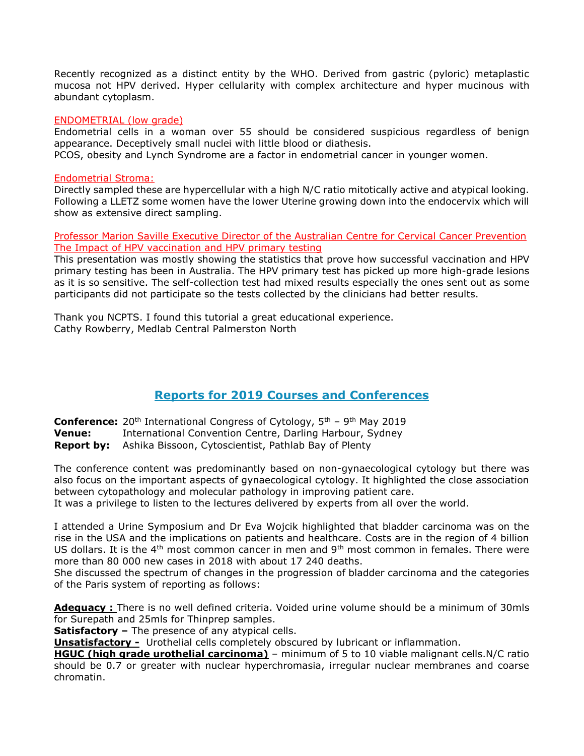Recently recognized as a distinct entity by the WHO. Derived from gastric (pyloric) metaplastic mucosa not HPV derived. Hyper cellularity with complex architecture and hyper mucinous with abundant cytoplasm.

ENDOMETRIAL (low grade)
Endometrial cells in a woman over 55 should be considered suspicious regardless of benign appearance. Deceptively small nuclei with little blood or diathesis.
PCOS, obesity and Lynch Syndrome are a factor in endometrial cancer in younger women.

Endometrial Stroma:
Directly sampled these are hypercellular with a high N/C ratio mitotically active and atypical looking. Following a LLETZ some women have the lower Uterine growing down into the endocervix which will show as extensive direct sampling.

Professor Marion Saville Executive Director of the Australian Centre for Cervical Cancer Prevention
The Impact of HPV vaccination and HPV primary testing
This presentation was mostly showing the statistics that prove how successful vaccination and HPV primary testing has been in Australia. The HPV primary test has picked up more high-grade lesions as it is so sensitive. The self-collection test had mixed results especially the ones sent out as some participants did not participate so the tests collected by the clinicians had better results.

Thank you NCPTS. I found this tutorial a great educational experience.
Cathy Rowberry, Medlab Central Palmerston North

## Reports for 2019 Courses and Conferences

**Conference:** 20th International Congress of Cytology, 5th – 9th May 2019
**Venue:** International Convention Centre, Darling Harbour, Sydney
**Report by:** Ashika Bissoon, Cytoscientist, Pathlab Bay of Plenty

The conference content was predominantly based on non-gynaecological cytology but there was also focus on the important aspects of gynaecological cytology. It highlighted the close association between cytopathology and molecular pathology in improving patient care.
It was a privilege to listen to the lectures delivered by experts from all over the world.

I attended a Urine Symposium and Dr Eva Wojcik highlighted that bladder carcinoma was on the rise in the USA and the implications on patients and healthcare. Costs are in the region of 4 billion US dollars. It is the 4th most common cancer in men and 9th most common in females. There were more than 80 000 new cases in 2018 with about 17 240 deaths.
She discussed the spectrum of changes in the progression of bladder carcinoma and the categories of the Paris system of reporting as follows:

**Adequacy :** There is no well defined criteria. Voided urine volume should be a minimum of 30mls for Surepath and 25mls for Thinprep samples.
**Satisfactory –** The presence of any atypical cells.
**Unsatisfactory -** Urothelial cells completely obscured by lubricant or inflammation.
**HGUC (high grade urothelial carcinoma)** – minimum of 5 to 10 viable malignant cells.N/C ratio should be 0.7 or greater with nuclear hyperchromasia, irregular nuclear membranes and coarse chromatin.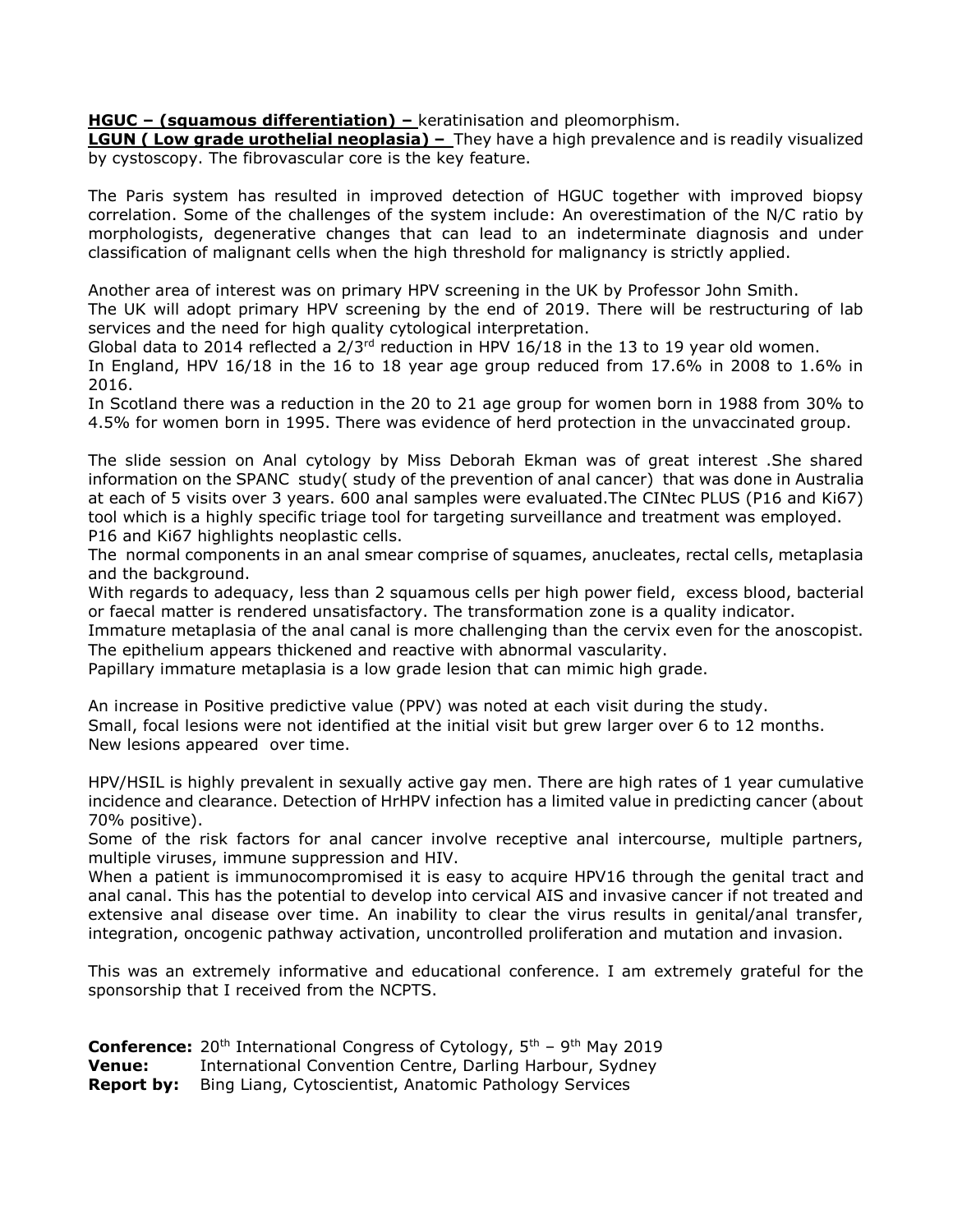**HGUC – (squamous differentiation) –** keratinisation and pleomorphism.
**LGUN ( Low grade urothelial neoplasia) –** They have a high prevalence and is readily visualized by cystoscopy. The fibrovascular core is the key feature.

The Paris system has resulted in improved detection of HGUC together with improved biopsy correlation. Some of the challenges of the system include: An overestimation of the N/C ratio by morphologists, degenerative changes that can lead to an indeterminate diagnosis and under classification of malignant cells when the high threshold for malignancy is strictly applied.

Another area of interest was on primary HPV screening in the UK by Professor John Smith.
The UK will adopt primary HPV screening by the end of 2019. There will be restructuring of lab services and the need for high quality cytological interpretation.
Global data to 2014 reflected a 2/3rd reduction in HPV 16/18 in the 13 to 19 year old women.
In England, HPV 16/18 in the 16 to 18 year age group reduced from 17.6% in 2008 to 1.6% in 2016.
In Scotland there was a reduction in the 20 to 21 age group for women born in 1988 from 30% to 4.5% for women born in 1995. There was evidence of herd protection in the unvaccinated group.

The slide session on Anal cytology by Miss Deborah Ekman was of great interest .She shared information on the SPANC study( study of the prevention of anal cancer) that was done in Australia at each of 5 visits over 3 years. 600 anal samples were evaluated.The CINtec PLUS (P16 and Ki67) tool which is a highly specific triage tool for targeting surveillance and treatment was employed. P16 and Ki67 highlights neoplastic cells.
The normal components in an anal smear comprise of squames, anucleates, rectal cells, metaplasia and the background.
With regards to adequacy, less than 2 squamous cells per high power field, excess blood, bacterial or faecal matter is rendered unsatisfactory. The transformation zone is a quality indicator.
Immature metaplasia of the anal canal is more challenging than the cervix even for the anoscopist. The epithelium appears thickened and reactive with abnormal vascularity.
Papillary immature metaplasia is a low grade lesion that can mimic high grade.

An increase in Positive predictive value (PPV) was noted at each visit during the study.
Small, focal lesions were not identified at the initial visit but grew larger over 6 to 12 months.
New lesions appeared over time.

HPV/HSIL is highly prevalent in sexually active gay men. There are high rates of 1 year cumulative incidence and clearance. Detection of HrHPV infection has a limited value in predicting cancer (about 70% positive).
Some of the risk factors for anal cancer involve receptive anal intercourse, multiple partners, multiple viruses, immune suppression and HIV.
When a patient is immunocompromised it is easy to acquire HPV16 through the genital tract and anal canal. This has the potential to develop into cervical AIS and invasive cancer if not treated and extensive anal disease over time. An inability to clear the virus results in genital/anal transfer, integration, oncogenic pathway activation, uncontrolled proliferation and mutation and invasion.

This was an extremely informative and educational conference. I am extremely grateful for the sponsorship that I received from the NCPTS.

**Conference:** 20th International Congress of Cytology, 5th – 9th May 2019
**Venue:** International Convention Centre, Darling Harbour, Sydney
**Report by:** Bing Liang, Cytoscientist, Anatomic Pathology Services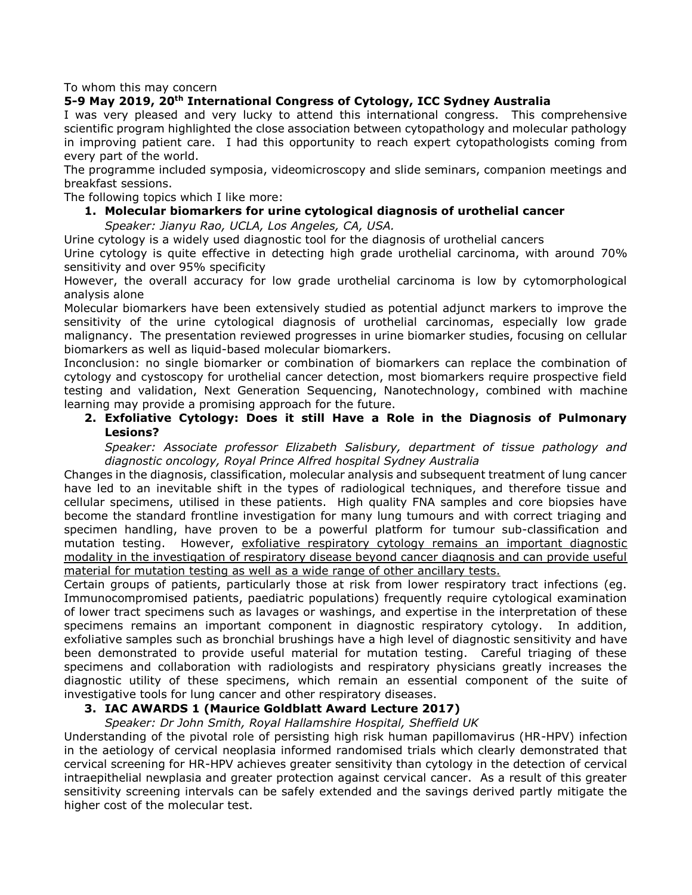To whom this may concern

**5-9 May 2019, 20th International Congress of Cytology, ICC Sydney Australia**

I was very pleased and very lucky to attend this international congress. This comprehensive scientific program highlighted the close association between cytopathology and molecular pathology in improving patient care. I had this opportunity to reach expert cytopathologists coming from every part of the world.

The programme included symposia, videomicroscopy and slide seminars, companion meetings and breakfast sessions.

The following topics which I like more:

1. **Molecular biomarkers for urine cytological diagnosis of urothelial cancer**

   *Speaker: Jianyu Rao, UCLA, Los Angeles, CA, USA.*

Urine cytology is a widely used diagnostic tool for the diagnosis of urothelial cancers

Urine cytology is quite effective in detecting high grade urothelial carcinoma, with around 70% sensitivity and over 95% specificity

However, the overall accuracy for low grade urothelial carcinoma is low by cytomorphological analysis alone

Molecular biomarkers have been extensively studied as potential adjunct markers to improve the sensitivity of the urine cytological diagnosis of urothelial carcinomas, especially low grade malignancy. The presentation reviewed progresses in urine biomarker studies, focusing on cellular biomarkers as well as liquid-based molecular biomarkers.

Inconclusion: no single biomarker or combination of biomarkers can replace the combination of cytology and cystoscopy for urothelial cancer detection, most biomarkers require prospective field testing and validation, Next Generation Sequencing, Nanotechnology, combined with machine learning may provide a promising approach for the future.

2. **Exfoliative Cytology: Does it still Have a Role in the Diagnosis of Pulmonary Lesions?**

   *Speaker: Associate professor Elizabeth Salisbury, department of tissue pathology and diagnostic oncology, Royal Prince Alfred hospital Sydney Australia*

Changes in the diagnosis, classification, molecular analysis and subsequent treatment of lung cancer have led to an inevitable shift in the types of radiological techniques, and therefore tissue and cellular specimens, utilised in these patients. High quality FNA samples and core biopsies have become the standard frontline investigation for many lung tumours and with correct triaging and specimen handling, have proven to be a powerful platform for tumour sub-classification and mutation testing. However, <u>exfoliative respiratory cytology remains an important diagnostic modality in the investigation of respiratory disease beyond cancer diagnosis and can provide useful material for mutation testing as well as a wide range of other ancillary tests.</u>

Certain groups of patients, particularly those at risk from lower respiratory tract infections (eg. Immunocompromised patients, paediatric populations) frequently require cytological examination of lower tract specimens such as lavages or washings, and expertise in the interpretation of these specimens remains an important component in diagnostic respiratory cytology. In addition, exfoliative samples such as bronchial brushings have a high level of diagnostic sensitivity and have been demonstrated to provide useful material for mutation testing. Careful triaging of these specimens and collaboration with radiologists and respiratory physicians greatly increases the diagnostic utility of these specimens, which remain an essential component of the suite of investigative tools for lung cancer and other respiratory diseases.

3. **IAC AWARDS 1 (Maurice Goldblatt Award Lecture 2017)**

   *Speaker: Dr John Smith, Royal Hallamshire Hospital, Sheffield UK*

Understanding of the pivotal role of persisting high risk human papillomavirus (HR-HPV) infection in the aetiology of cervical neoplasia informed randomised trials which clearly demonstrated that cervical screening for HR-HPV achieves greater sensitivity than cytology in the detection of cervical intraepithelial newplasia and greater protection against cervical cancer. As a result of this greater sensitivity screening intervals can be safely extended and the savings derived partly mitigate the higher cost of the molecular test.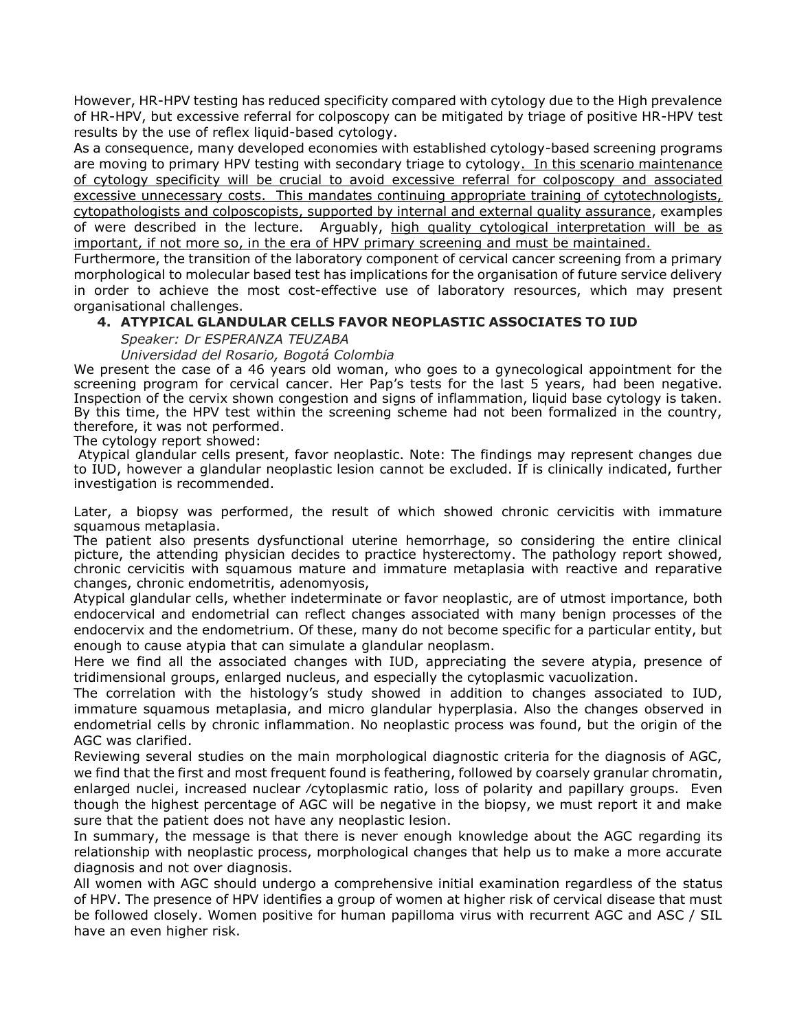However, HR-HPV testing has reduced specificity compared with cytology due to the High prevalence of HR-HPV, but excessive referral for colposcopy can be mitigated by triage of positive HR-HPV test results by the use of reflex liquid-based cytology.

As a consequence, many developed economies with established cytology-based screening programs are moving to primary HPV testing with secondary triage to cytology. In this scenario maintenance of cytology specificity will be crucial to avoid excessive referral for colposcopy and associated excessive unnecessary costs. This mandates continuing appropriate training of cytotechnologists, cytopathologists and colposcopists, supported by internal and external quality assurance, examples of were described in the lecture. Arguably, high quality cytological interpretation will be as important, if not more so, in the era of HPV primary screening and must be maintained.

Furthermore, the transition of the laboratory component of cervical cancer screening from a primary morphological to molecular based test has implications for the organisation of future service delivery in order to achieve the most cost-effective use of laboratory resources, which may present organisational challenges.

## 4. ATYPICAL GLANDULAR CELLS FAVOR NEOPLASTIC ASSOCIATES TO IUD

*Speaker: Dr ESPERANZA TEUZABA*

*Universidad del Rosario, Bogotá Colombia*

We present the case of a 46 years old woman, who goes to a gynecological appointment for the screening program for cervical cancer. Her Pap's tests for the last 5 years, had been negative. Inspection of the cervix shown congestion and signs of inflammation, liquid base cytology is taken. By this time, the HPV test within the screening scheme had not been formalized in the country, therefore, it was not performed.

The cytology report showed:

Atypical glandular cells present, favor neoplastic. Note: The findings may represent changes due to IUD, however a glandular neoplastic lesion cannot be excluded. If is clinically indicated, further investigation is recommended.

Later, a biopsy was performed, the result of which showed chronic cervicitis with immature squamous metaplasia.

The patient also presents dysfunctional uterine hemorrhage, so considering the entire clinical picture, the attending physician decides to practice hysterectomy. The pathology report showed, chronic cervicitis with squamous mature and immature metaplasia with reactive and reparative changes, chronic endometritis, adenomyosis,

Atypical glandular cells, whether indeterminate or favor neoplastic, are of utmost importance, both endocervical and endometrial can reflect changes associated with many benign processes of the endocervix and the endometrium. Of these, many do not become specific for a particular entity, but enough to cause atypia that can simulate a glandular neoplasm.

Here we find all the associated changes with IUD, appreciating the severe atypia, presence of tridimensional groups, enlarged nucleus, and especially the cytoplasmic vacuolization.

The correlation with the histology's study showed in addition to changes associated to IUD, immature squamous metaplasia, and micro glandular hyperplasia. Also the changes observed in endometrial cells by chronic inflammation. No neoplastic process was found, but the origin of the AGC was clarified.

Reviewing several studies on the main morphological diagnostic criteria for the diagnosis of AGC, we find that the first and most frequent found is feathering, followed by coarsely granular chromatin, enlarged nuclei, increased nuclear /cytoplasmic ratio, loss of polarity and papillary groups. Even though the highest percentage of AGC will be negative in the biopsy, we must report it and make sure that the patient does not have any neoplastic lesion.

In summary, the message is that there is never enough knowledge about the AGC regarding its relationship with neoplastic process, morphological changes that help us to make a more accurate diagnosis and not over diagnosis.

All women with AGC should undergo a comprehensive initial examination regardless of the status of HPV. The presence of HPV identifies a group of women at higher risk of cervical disease that must be followed closely. Women positive for human papilloma virus with recurrent AGC and ASC / SIL have an even higher risk.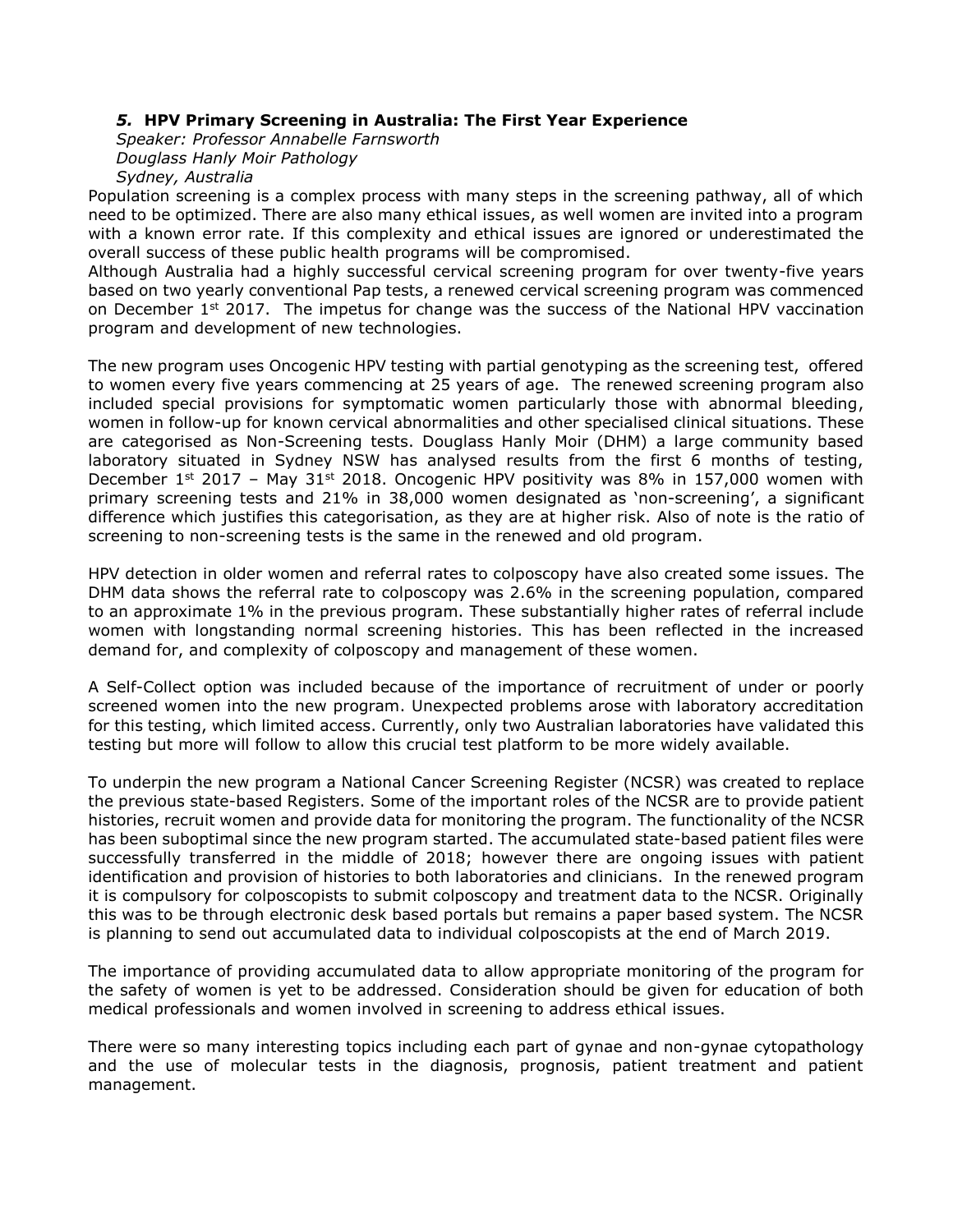### *5.* HPV Primary Screening in Australia: The First Year Experience

*Speaker: Professor Annabelle Farnsworth*
*Douglass Hanly Moir Pathology*
*Sydney, Australia*

Population screening is a complex process with many steps in the screening pathway, all of which need to be optimized. There are also many ethical issues, as well women are invited into a program with a known error rate. If this complexity and ethical issues are ignored or underestimated the overall success of these public health programs will be compromised.

Although Australia had a highly successful cervical screening program for over twenty-five years based on two yearly conventional Pap tests, a renewed cervical screening program was commenced on December 1st 2017. The impetus for change was the success of the National HPV vaccination program and development of new technologies.

The new program uses Oncogenic HPV testing with partial genotyping as the screening test, offered to women every five years commencing at 25 years of age. The renewed screening program also included special provisions for symptomatic women particularly those with abnormal bleeding, women in follow-up for known cervical abnormalities and other specialised clinical situations. These are categorised as Non-Screening tests. Douglass Hanly Moir (DHM) a large community based laboratory situated in Sydney NSW has analysed results from the first 6 months of testing, December 1st 2017 – May 31st 2018. Oncogenic HPV positivity was 8% in 157,000 women with primary screening tests and 21% in 38,000 women designated as 'non-screening', a significant difference which justifies this categorisation, as they are at higher risk. Also of note is the ratio of screening to non-screening tests is the same in the renewed and old program.

HPV detection in older women and referral rates to colposcopy have also created some issues. The DHM data shows the referral rate to colposcopy was 2.6% in the screening population, compared to an approximate 1% in the previous program. These substantially higher rates of referral include women with longstanding normal screening histories. This has been reflected in the increased demand for, and complexity of colposcopy and management of these women.

A Self-Collect option was included because of the importance of recruitment of under or poorly screened women into the new program. Unexpected problems arose with laboratory accreditation for this testing, which limited access. Currently, only two Australian laboratories have validated this testing but more will follow to allow this crucial test platform to be more widely available.

To underpin the new program a National Cancer Screening Register (NCSR) was created to replace the previous state-based Registers. Some of the important roles of the NCSR are to provide patient histories, recruit women and provide data for monitoring the program. The functionality of the NCSR has been suboptimal since the new program started. The accumulated state-based patient files were successfully transferred in the middle of 2018; however there are ongoing issues with patient identification and provision of histories to both laboratories and clinicians. In the renewed program it is compulsory for colposcopists to submit colposcopy and treatment data to the NCSR. Originally this was to be through electronic desk based portals but remains a paper based system. The NCSR is planning to send out accumulated data to individual colposcopists at the end of March 2019.

The importance of providing accumulated data to allow appropriate monitoring of the program for the safety of women is yet to be addressed. Consideration should be given for education of both medical professionals and women involved in screening to address ethical issues.

There were so many interesting topics including each part of gynae and non-gynae cytopathology and the use of molecular tests in the diagnosis, prognosis, patient treatment and patient management.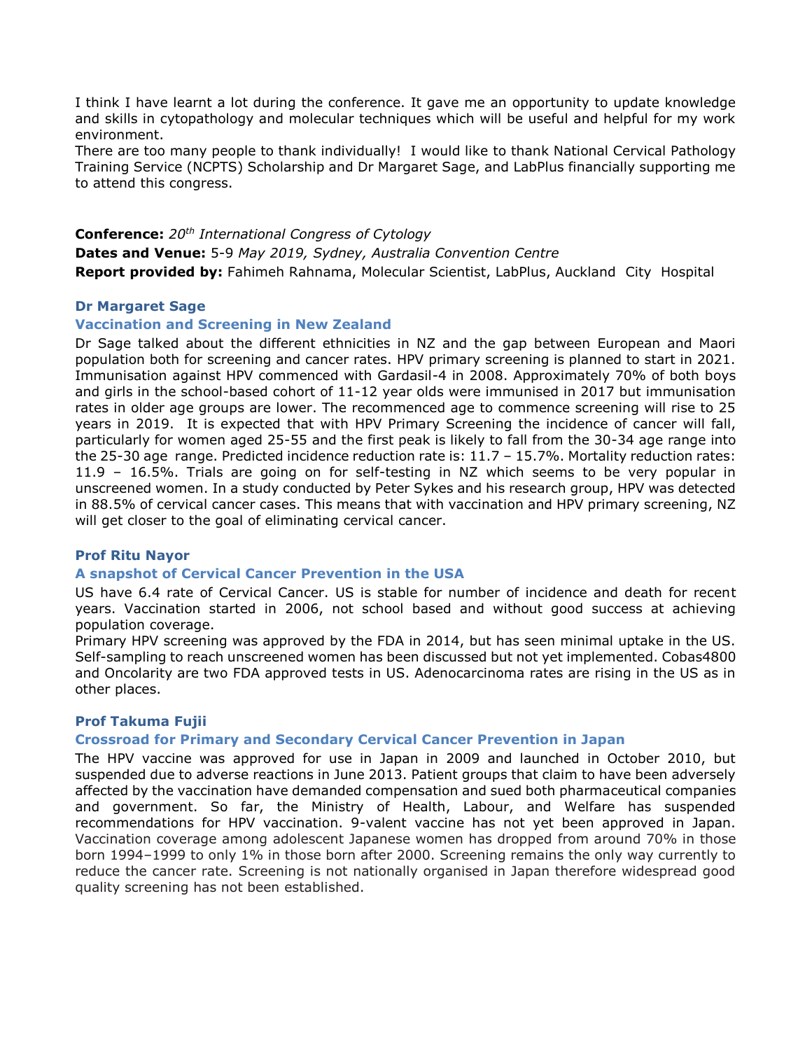I think I have learnt a lot during the conference. It gave me an opportunity to update knowledge and skills in cytopathology and molecular techniques which will be useful and helpful for my work environment.

There are too many people to thank individually! I would like to thank National Cervical Pathology Training Service (NCPTS) Scholarship and Dr Margaret Sage, and LabPlus financially supporting me to attend this congress.

**Conference:** *20th International Congress of Cytology*

**Dates and Venue:** 5-9 *May 2019, Sydney, Australia Convention Centre*

**Report provided by:** Fahimeh Rahnama, Molecular Scientist, LabPlus, Auckland City Hospital

### Dr Margaret Sage

### Vaccination and Screening in New Zealand

Dr Sage talked about the different ethnicities in NZ and the gap between European and Maori population both for screening and cancer rates. HPV primary screening is planned to start in 2021. Immunisation against HPV commenced with Gardasil-4 in 2008. Approximately 70% of both boys and girls in the school-based cohort of 11-12 year olds were immunised in 2017 but immunisation rates in older age groups are lower. The recommenced age to commence screening will rise to 25 years in 2019. It is expected that with HPV Primary Screening the incidence of cancer will fall, particularly for women aged 25-55 and the first peak is likely to fall from the 30-34 age range into the 25-30 age range. Predicted incidence reduction rate is: 11.7 – 15.7%. Mortality reduction rates: 11.9 – 16.5%. Trials are going on for self-testing in NZ which seems to be very popular in unscreened women. In a study conducted by Peter Sykes and his research group, HPV was detected in 88.5% of cervical cancer cases. This means that with vaccination and HPV primary screening, NZ will get closer to the goal of eliminating cervical cancer.

### Prof Ritu Nayor

### A snapshot of Cervical Cancer Prevention in the USA

US have 6.4 rate of Cervical Cancer. US is stable for number of incidence and death for recent years. Vaccination started in 2006, not school based and without good success at achieving population coverage.

Primary HPV screening was approved by the FDA in 2014, but has seen minimal uptake in the US. Self-sampling to reach unscreened women has been discussed but not yet implemented. Cobas4800 and Oncolarity are two FDA approved tests in US. Adenocarcinoma rates are rising in the US as in other places.

### Prof Takuma Fujii

### Crossroad for Primary and Secondary Cervical Cancer Prevention in Japan

The HPV vaccine was approved for use in Japan in 2009 and launched in October 2010, but suspended due to adverse reactions in June 2013. Patient groups that claim to have been adversely affected by the vaccination have demanded compensation and sued both pharmaceutical companies and government. So far, the Ministry of Health, Labour, and Welfare has suspended recommendations for HPV vaccination. 9-valent vaccine has not yet been approved in Japan. Vaccination coverage among adolescent Japanese women has dropped from around 70% in those born 1994–1999 to only 1% in those born after 2000. Screening remains the only way currently to reduce the cancer rate. Screening is not nationally organised in Japan therefore widespread good quality screening has not been established.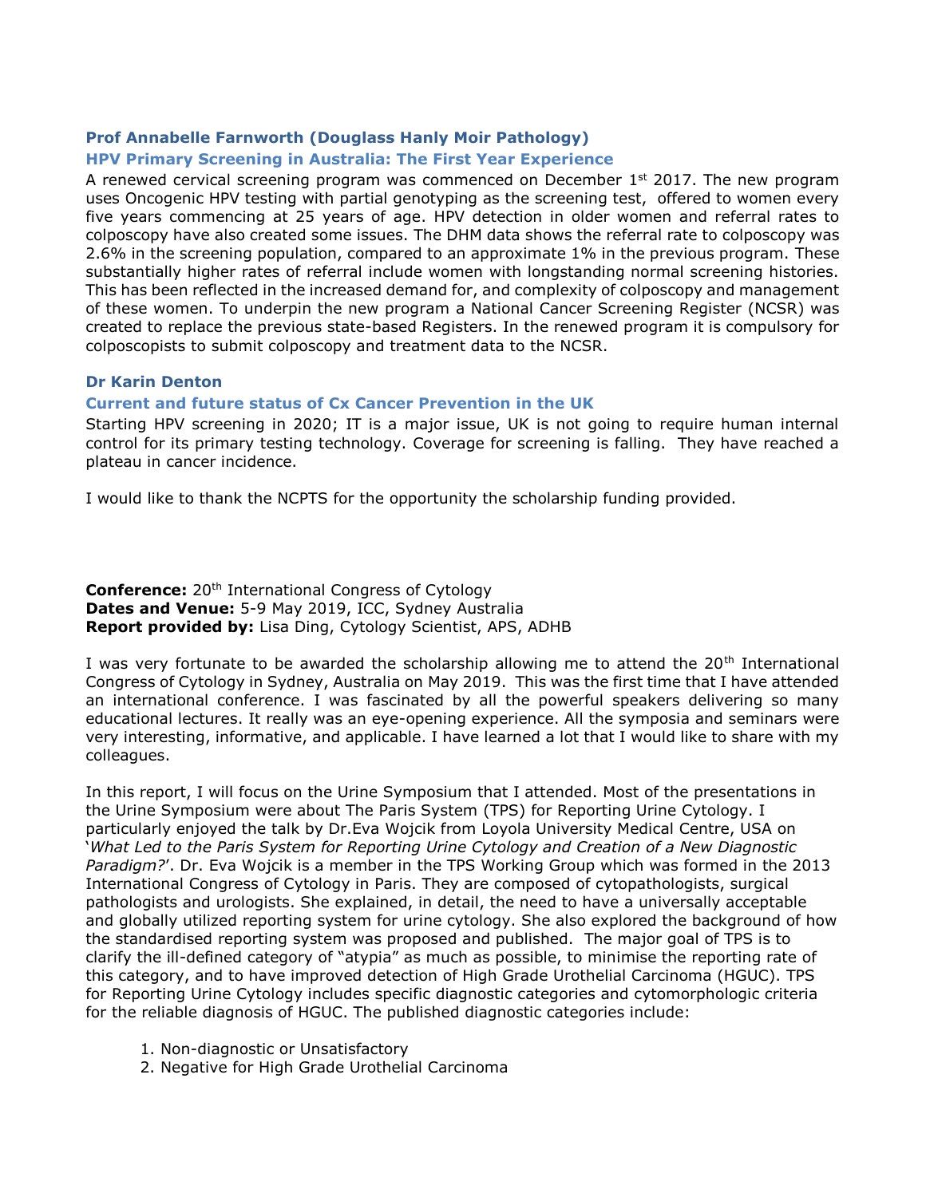### Prof Annabelle Farnworth (Douglass Hanly Moir Pathology)

#### HPV Primary Screening in Australia: The First Year Experience

A renewed cervical screening program was commenced on December 1st 2017. The new program uses Oncogenic HPV testing with partial genotyping as the screening test, offered to women every five years commencing at 25 years of age. HPV detection in older women and referral rates to colposcopy have also created some issues. The DHM data shows the referral rate to colposcopy was 2.6% in the screening population, compared to an approximate 1% in the previous program. These substantially higher rates of referral include women with longstanding normal screening histories. This has been reflected in the increased demand for, and complexity of colposcopy and management of these women. To underpin the new program a National Cancer Screening Register (NCSR) was created to replace the previous state-based Registers. In the renewed program it is compulsory for colposcopists to submit colposcopy and treatment data to the NCSR.

### Dr Karin Denton

#### Current and future status of Cx Cancer Prevention in the UK

Starting HPV screening in 2020; IT is a major issue, UK is not going to require human internal control for its primary testing technology. Coverage for screening is falling. They have reached a plateau in cancer incidence.

I would like to thank the NCPTS for the opportunity the scholarship funding provided.

**Conference:** 20th International Congress of Cytology
**Dates and Venue:** 5-9 May 2019, ICC, Sydney Australia
**Report provided by:** Lisa Ding, Cytology Scientist, APS, ADHB

I was very fortunate to be awarded the scholarship allowing me to attend the 20th International Congress of Cytology in Sydney, Australia on May 2019. This was the first time that I have attended an international conference. I was fascinated by all the powerful speakers delivering so many educational lectures. It really was an eye-opening experience. All the symposia and seminars were very interesting, informative, and applicable. I have learned a lot that I would like to share with my colleagues.

In this report, I will focus on the Urine Symposium that I attended. Most of the presentations in the Urine Symposium were about The Paris System (TPS) for Reporting Urine Cytology. I particularly enjoyed the talk by Dr.Eva Wojcik from Loyola University Medical Centre, USA on '*What Led to the Paris System for Reporting Urine Cytology and Creation of a New Diagnostic Paradigm?*'. Dr. Eva Wojcik is a member in the TPS Working Group which was formed in the 2013 International Congress of Cytology in Paris. They are composed of cytopathologists, surgical pathologists and urologists. She explained, in detail, the need to have a universally acceptable and globally utilized reporting system for urine cytology. She also explored the background of how the standardised reporting system was proposed and published. The major goal of TPS is to clarify the ill-defined category of "atypia" as much as possible, to minimise the reporting rate of this category, and to have improved detection of High Grade Urothelial Carcinoma (HGUC). TPS for Reporting Urine Cytology includes specific diagnostic categories and cytomorphologic criteria for the reliable diagnosis of HGUC. The published diagnostic categories include:

1. Non-diagnostic or Unsatisfactory
2. Negative for High Grade Urothelial Carcinoma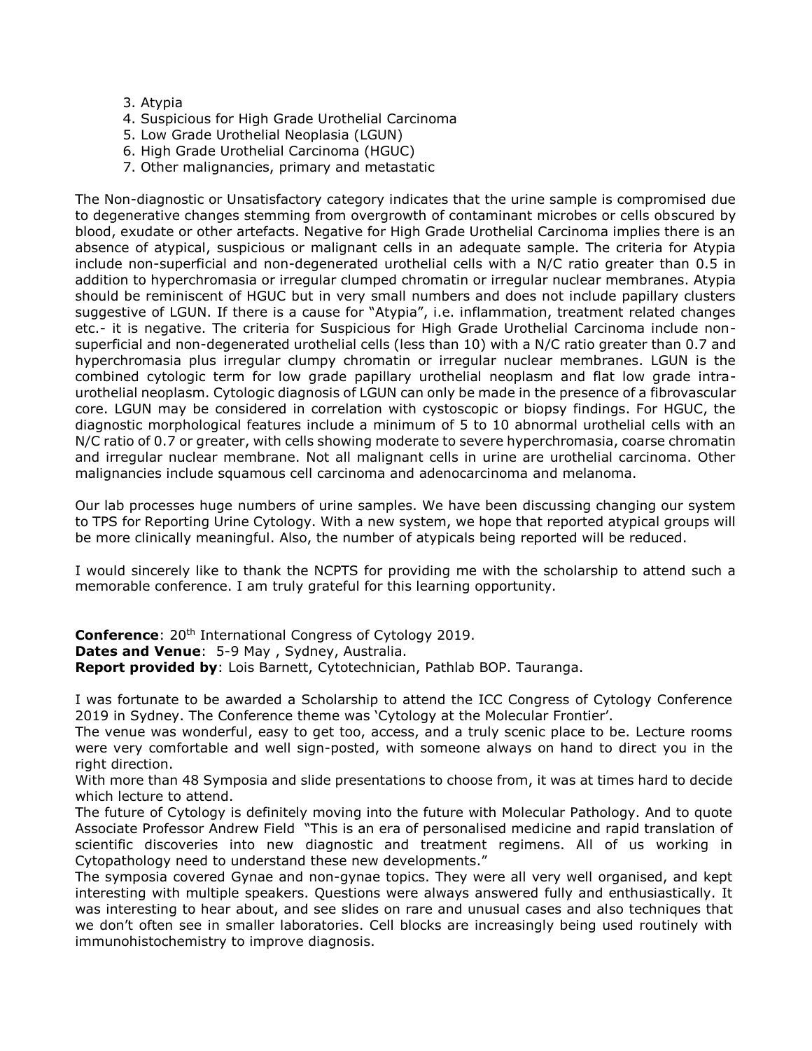3. Atypia
4. Suspicious for High Grade Urothelial Carcinoma
5. Low Grade Urothelial Neoplasia (LGUN)
6. High Grade Urothelial Carcinoma (HGUC)
7. Other malignancies, primary and metastatic

The Non-diagnostic or Unsatisfactory category indicates that the urine sample is compromised due to degenerative changes stemming from overgrowth of contaminant microbes or cells obscured by blood, exudate or other artefacts. Negative for High Grade Urothelial Carcinoma implies there is an absence of atypical, suspicious or malignant cells in an adequate sample. The criteria for Atypia include non-superficial and non-degenerated urothelial cells with a N/C ratio greater than 0.5 in addition to hyperchromasia or irregular clumped chromatin or irregular nuclear membranes. Atypia should be reminiscent of HGUC but in very small numbers and does not include papillary clusters suggestive of LGUN. If there is a cause for "Atypia", i.e. inflammation, treatment related changes etc.- it is negative. The criteria for Suspicious for High Grade Urothelial Carcinoma include non-superficial and non-degenerated urothelial cells (less than 10) with a N/C ratio greater than 0.7 and hyperchromasia plus irregular clumpy chromatin or irregular nuclear membranes. LGUN is the combined cytologic term for low grade papillary urothelial neoplasm and flat low grade intra-urothelial neoplasm. Cytologic diagnosis of LGUN can only be made in the presence of a fibrovascular core. LGUN may be considered in correlation with cystoscopic or biopsy findings. For HGUC, the diagnostic morphological features include a minimum of 5 to 10 abnormal urothelial cells with an N/C ratio of 0.7 or greater, with cells showing moderate to severe hyperchromasia, coarse chromatin and irregular nuclear membrane. Not all malignant cells in urine are urothelial carcinoma. Other malignancies include squamous cell carcinoma and adenocarcinoma and melanoma.

Our lab processes huge numbers of urine samples. We have been discussing changing our system to TPS for Reporting Urine Cytology. With a new system, we hope that reported atypical groups will be more clinically meaningful. Also, the number of atypicals being reported will be reduced.

I would sincerely like to thank the NCPTS for providing me with the scholarship to attend such a memorable conference. I am truly grateful for this learning opportunity.

**Conference**: 20th International Congress of Cytology 2019.
**Dates and Venue**: 5-9 May , Sydney, Australia.
**Report provided by**: Lois Barnett, Cytotechnician, Pathlab BOP. Tauranga.

I was fortunate to be awarded a Scholarship to attend the ICC Congress of Cytology Conference 2019 in Sydney. The Conference theme was 'Cytology at the Molecular Frontier'.
The venue was wonderful, easy to get too, access, and a truly scenic place to be. Lecture rooms were very comfortable and well sign-posted, with someone always on hand to direct you in the right direction.
With more than 48 Symposia and slide presentations to choose from, it was at times hard to decide which lecture to attend.
The future of Cytology is definitely moving into the future with Molecular Pathology. And to quote Associate Professor Andrew Field "This is an era of personalised medicine and rapid translation of scientific discoveries into new diagnostic and treatment regimens. All of us working in Cytopathology need to understand these new developments."
The symposia covered Gynae and non-gynae topics. They were all very well organised, and kept interesting with multiple speakers. Questions were always answered fully and enthusiastically. It was interesting to hear about, and see slides on rare and unusual cases and also techniques that we don't often see in smaller laboratories. Cell blocks are increasingly being used routinely with immunohistochemistry to improve diagnosis.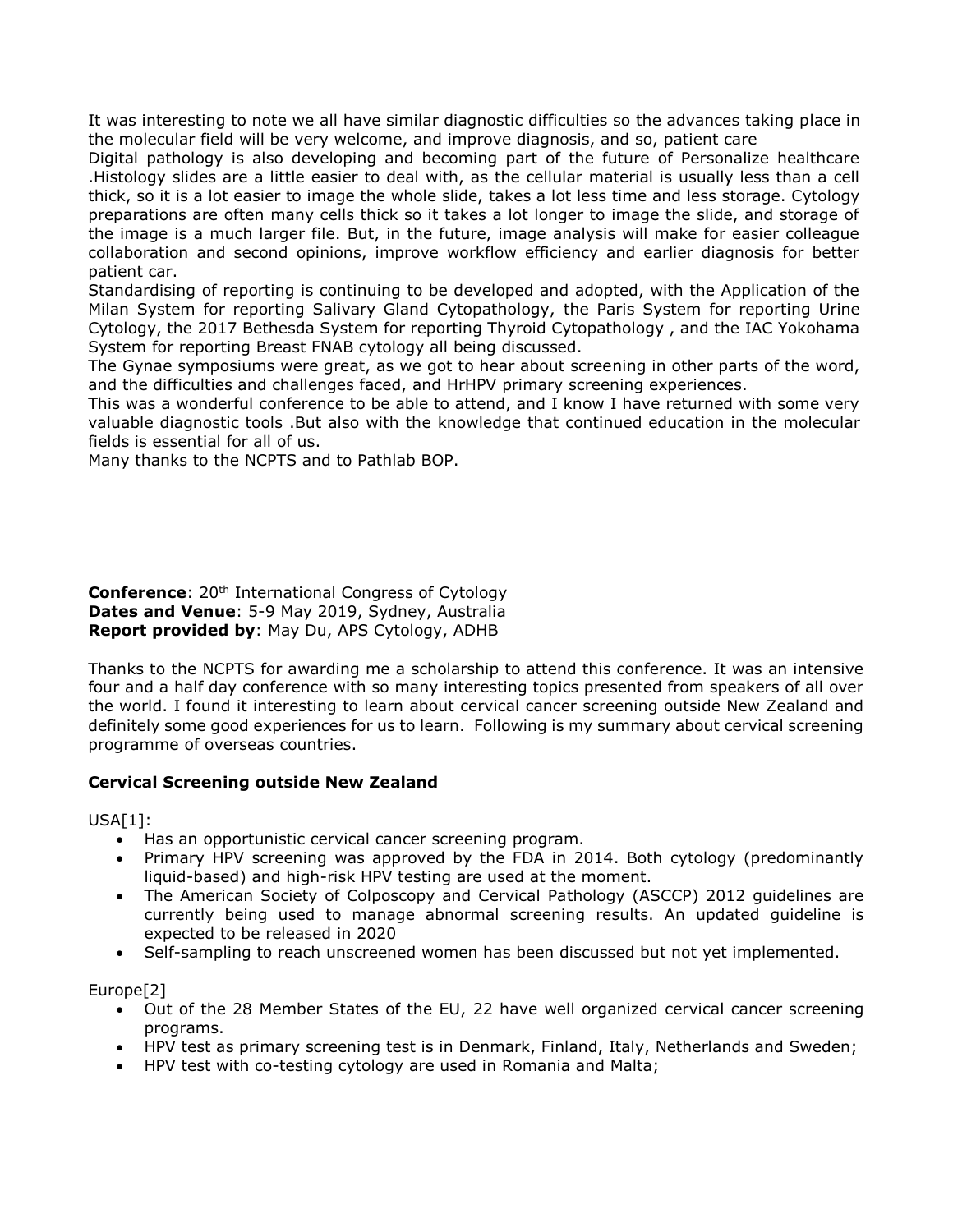It was interesting to note we all have similar diagnostic difficulties so the advances taking place in the molecular field will be very welcome, and improve diagnosis, and so, patient care

Digital pathology is also developing and becoming part of the future of Personalize healthcare .Histology slides are a little easier to deal with, as the cellular material is usually less than a cell thick, so it is a lot easier to image the whole slide, takes a lot less time and less storage. Cytology preparations are often many cells thick so it takes a lot longer to image the slide, and storage of the image is a much larger file. But, in the future, image analysis will make for easier colleague collaboration and second opinions, improve workflow efficiency and earlier diagnosis for better patient car.

Standardising of reporting is continuing to be developed and adopted, with the Application of the Milan System for reporting Salivary Gland Cytopathology, the Paris System for reporting Urine Cytology, the 2017 Bethesda System for reporting Thyroid Cytopathology , and the IAC Yokohama System for reporting Breast FNAB cytology all being discussed.

The Gynae symposiums were great, as we got to hear about screening in other parts of the word, and the difficulties and challenges faced, and HrHPV primary screening experiences.

This was a wonderful conference to be able to attend, and I know I have returned with some very valuable diagnostic tools .But also with the knowledge that continued education in the molecular fields is essential for all of us.

Many thanks to the NCPTS and to Pathlab BOP.

**Conference**: 20th International Congress of Cytology
**Dates and Venue**: 5-9 May 2019, Sydney, Australia
**Report provided by**: May Du, APS Cytology, ADHB

Thanks to the NCPTS for awarding me a scholarship to attend this conference. It was an intensive four and a half day conference with so many interesting topics presented from speakers of all over the world. I found it interesting to learn about cervical cancer screening outside New Zealand and definitely some good experiences for us to learn. Following is my summary about cervical screening programme of overseas countries.

**Cervical Screening outside New Zealand**

USA[1]:

- Has an opportunistic cervical cancer screening program.
- Primary HPV screening was approved by the FDA in 2014. Both cytology (predominantly liquid-based) and high-risk HPV testing are used at the moment.
- The American Society of Colposcopy and Cervical Pathology (ASCCP) 2012 guidelines are currently being used to manage abnormal screening results. An updated guideline is expected to be released in 2020
- Self-sampling to reach unscreened women has been discussed but not yet implemented.

Europe[2]

- Out of the 28 Member States of the EU, 22 have well organized cervical cancer screening programs.
- HPV test as primary screening test is in Denmark, Finland, Italy, Netherlands and Sweden;
- HPV test with co-testing cytology are used in Romania and Malta;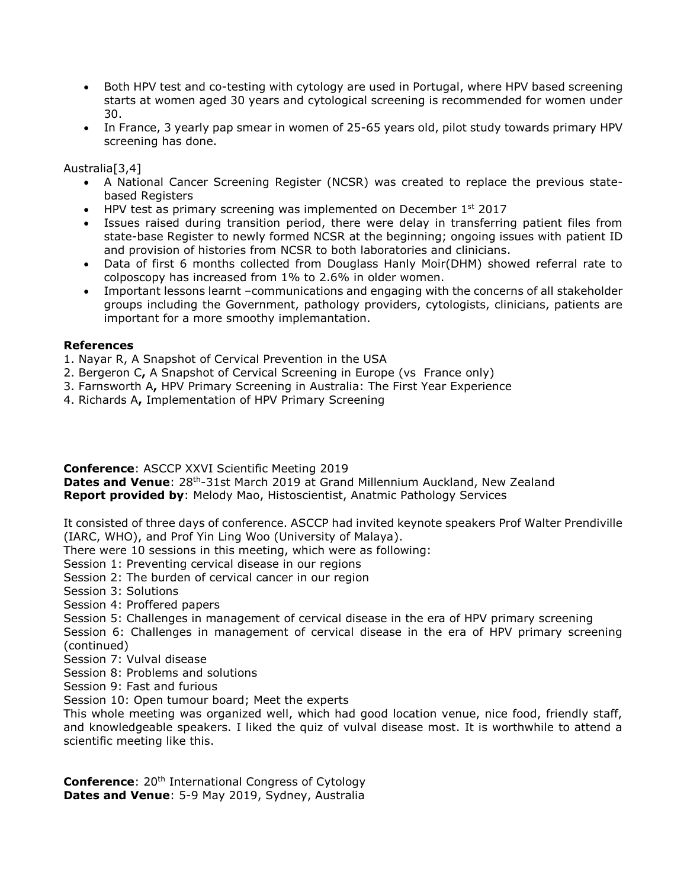- Both HPV test and co-testing with cytology are used in Portugal, where HPV based screening starts at women aged 30 years and cytological screening is recommended for women under 30.
- In France, 3 yearly pap smear in women of 25-65 years old, pilot study towards primary HPV screening has done.

Australia[3,4]

- A National Cancer Screening Register (NCSR) was created to replace the previous state-based Registers
- HPV test as primary screening was implemented on December 1st 2017
- Issues raised during transition period, there were delay in transferring patient files from state-base Register to newly formed NCSR at the beginning; ongoing issues with patient ID and provision of histories from NCSR to both laboratories and clinicians.
- Data of first 6 months collected from Douglass Hanly Moir(DHM) showed referral rate to colposcopy has increased from 1% to 2.6% in older women.
- Important lessons learnt –communications and engaging with the concerns of all stakeholder groups including the Government, pathology providers, cytologists, clinicians, patients are important for a more smoothy implemantation.

**References**

1. Nayar R, A Snapshot of Cervical Prevention in the USA
2. Bergeron C**,** A Snapshot of Cervical Screening in Europe (vs France only)
3. Farnsworth A**,** HPV Primary Screening in Australia: The First Year Experience
4. Richards A**,** Implementation of HPV Primary Screening

**Conference**: ASCCP XXVI Scientific Meeting 2019
**Dates and Venue**: 28th-31st March 2019 at Grand Millennium Auckland, New Zealand
**Report provided by**: Melody Mao, Histoscientist, Anatmic Pathology Services

It consisted of three days of conference. ASCCP had invited keynote speakers Prof Walter Prendiville (IARC, WHO), and Prof Yin Ling Woo (University of Malaya).
There were 10 sessions in this meeting, which were as following:
Session 1: Preventing cervical disease in our regions
Session 2: The burden of cervical cancer in our region
Session 3: Solutions
Session 4: Proffered papers
Session 5: Challenges in management of cervical disease in the era of HPV primary screening
Session 6: Challenges in management of cervical disease in the era of HPV primary screening (continued)
Session 7: Vulval disease
Session 8: Problems and solutions
Session 9: Fast and furious
Session 10: Open tumour board; Meet the experts
This whole meeting was organized well, which had good location venue, nice food, friendly staff, and knowledgeable speakers. I liked the quiz of vulval disease most. It is worthwhile to attend a scientific meeting like this.

**Conference**: 20th International Congress of Cytology
**Dates and Venue**: 5-9 May 2019, Sydney, Australia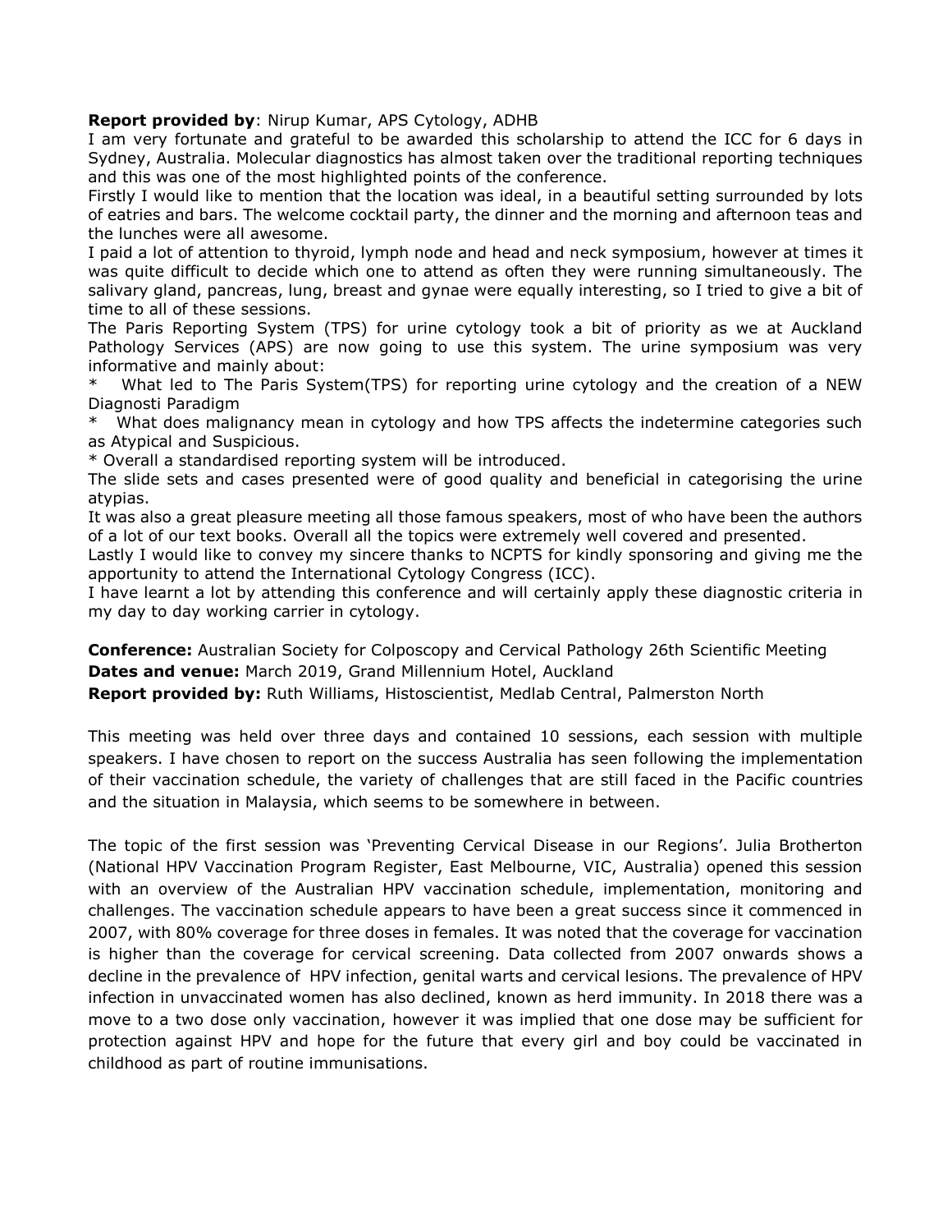**Report provided by**: Nirup Kumar, APS Cytology, ADHB

I am very fortunate and grateful to be awarded this scholarship to attend the ICC for 6 days in Sydney, Australia. Molecular diagnostics has almost taken over the traditional reporting techniques and this was one of the most highlighted points of the conference.

Firstly I would like to mention that the location was ideal, in a beautiful setting surrounded by lots of eatries and bars. The welcome cocktail party, the dinner and the morning and afternoon teas and the lunches were all awesome.

I paid a lot of attention to thyroid, lymph node and head and neck symposium, however at times it was quite difficult to decide which one to attend as often they were running simultaneously. The salivary gland, pancreas, lung, breast and gynae were equally interesting, so I tried to give a bit of time to all of these sessions.

The Paris Reporting System (TPS) for urine cytology took a bit of priority as we at Auckland Pathology Services (APS) are now going to use this system. The urine symposium was very informative and mainly about:

* What led to The Paris System(TPS) for reporting urine cytology and the creation of a NEW Diagnosti Paradigm
* What does malignancy mean in cytology and how TPS affects the indetermine categories such as Atypical and Suspicious.
* Overall a standardised reporting system will be introduced.

The slide sets and cases presented were of good quality and beneficial in categorising the urine atypias.

It was also a great pleasure meeting all those famous speakers, most of who have been the authors of a lot of our text books. Overall all the topics were extremely well covered and presented.

Lastly I would like to convey my sincere thanks to NCPTS for kindly sponsoring and giving me the apportunity to attend the International Cytology Congress (ICC).

I have learnt a lot by attending this conference and will certainly apply these diagnostic criteria in my day to day working carrier in cytology.

**Conference:** Australian Society for Colposcopy and Cervical Pathology 26th Scientific Meeting
**Dates and venue:** March 2019, Grand Millennium Hotel, Auckland
**Report provided by:** Ruth Williams, Histoscientist, Medlab Central, Palmerston North

This meeting was held over three days and contained 10 sessions, each session with multiple speakers. I have chosen to report on the success Australia has seen following the implementation of their vaccination schedule, the variety of challenges that are still faced in the Pacific countries and the situation in Malaysia, which seems to be somewhere in between.

The topic of the first session was 'Preventing Cervical Disease in our Regions'. Julia Brotherton (National HPV Vaccination Program Register, East Melbourne, VIC, Australia) opened this session with an overview of the Australian HPV vaccination schedule, implementation, monitoring and challenges. The vaccination schedule appears to have been a great success since it commenced in 2007, with 80% coverage for three doses in females. It was noted that the coverage for vaccination is higher than the coverage for cervical screening. Data collected from 2007 onwards shows a decline in the prevalence of HPV infection, genital warts and cervical lesions. The prevalence of HPV infection in unvaccinated women has also declined, known as herd immunity. In 2018 there was a move to a two dose only vaccination, however it was implied that one dose may be sufficient for protection against HPV and hope for the future that every girl and boy could be vaccinated in childhood as part of routine immunisations.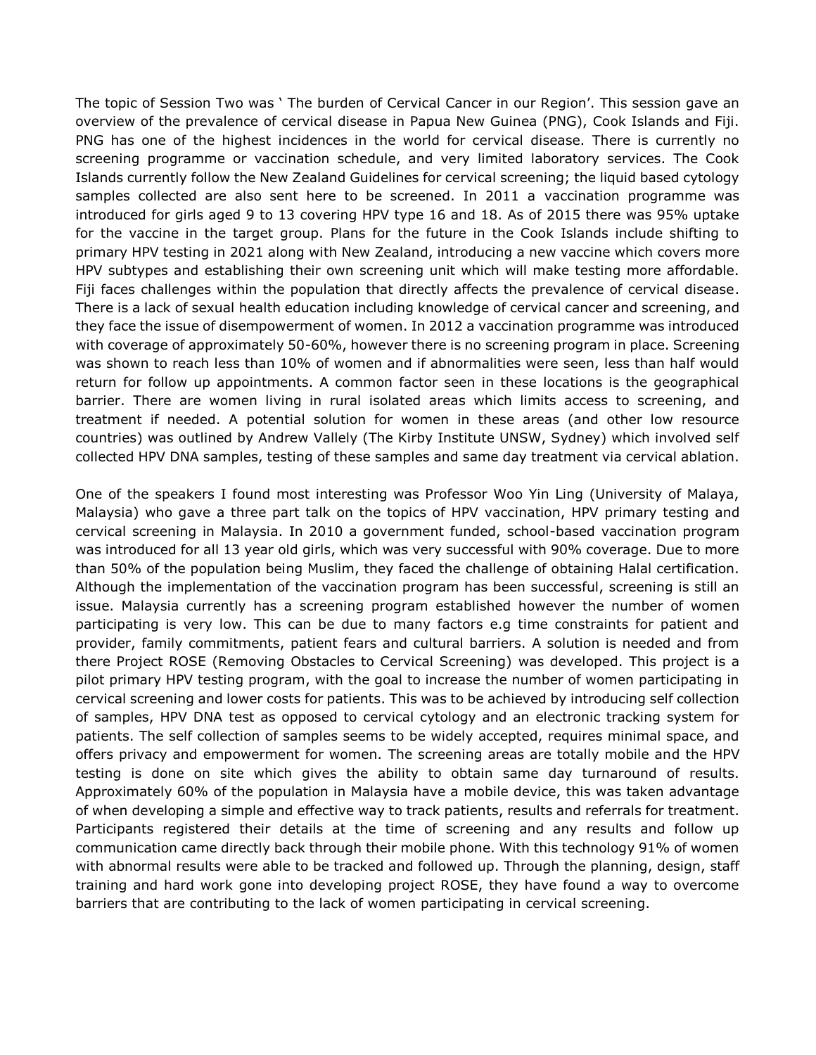The topic of Session Two was ' The burden of Cervical Cancer in our Region'. This session gave an overview of the prevalence of cervical disease in Papua New Guinea (PNG), Cook Islands and Fiji. PNG has one of the highest incidences in the world for cervical disease. There is currently no screening programme or vaccination schedule, and very limited laboratory services. The Cook Islands currently follow the New Zealand Guidelines for cervical screening; the liquid based cytology samples collected are also sent here to be screened. In 2011 a vaccination programme was introduced for girls aged 9 to 13 covering HPV type 16 and 18. As of 2015 there was 95% uptake for the vaccine in the target group. Plans for the future in the Cook Islands include shifting to primary HPV testing in 2021 along with New Zealand, introducing a new vaccine which covers more HPV subtypes and establishing their own screening unit which will make testing more affordable. Fiji faces challenges within the population that directly affects the prevalence of cervical disease. There is a lack of sexual health education including knowledge of cervical cancer and screening, and they face the issue of disempowerment of women. In 2012 a vaccination programme was introduced with coverage of approximately 50-60%, however there is no screening program in place. Screening was shown to reach less than 10% of women and if abnormalities were seen, less than half would return for follow up appointments. A common factor seen in these locations is the geographical barrier. There are women living in rural isolated areas which limits access to screening, and treatment if needed. A potential solution for women in these areas (and other low resource countries) was outlined by Andrew Vallely (The Kirby Institute UNSW, Sydney) which involved self collected HPV DNA samples, testing of these samples and same day treatment via cervical ablation.

One of the speakers I found most interesting was Professor Woo Yin Ling (University of Malaya, Malaysia) who gave a three part talk on the topics of HPV vaccination, HPV primary testing and cervical screening in Malaysia. In 2010 a government funded, school-based vaccination program was introduced for all 13 year old girls, which was very successful with 90% coverage. Due to more than 50% of the population being Muslim, they faced the challenge of obtaining Halal certification. Although the implementation of the vaccination program has been successful, screening is still an issue. Malaysia currently has a screening program established however the number of women participating is very low. This can be due to many factors e.g time constraints for patient and provider, family commitments, patient fears and cultural barriers. A solution is needed and from there Project ROSE (Removing Obstacles to Cervical Screening) was developed. This project is a pilot primary HPV testing program, with the goal to increase the number of women participating in cervical screening and lower costs for patients. This was to be achieved by introducing self collection of samples, HPV DNA test as opposed to cervical cytology and an electronic tracking system for patients. The self collection of samples seems to be widely accepted, requires minimal space, and offers privacy and empowerment for women. The screening areas are totally mobile and the HPV testing is done on site which gives the ability to obtain same day turnaround of results. Approximately 60% of the population in Malaysia have a mobile device, this was taken advantage of when developing a simple and effective way to track patients, results and referrals for treatment. Participants registered their details at the time of screening and any results and follow up communication came directly back through their mobile phone. With this technology 91% of women with abnormal results were able to be tracked and followed up. Through the planning, design, staff training and hard work gone into developing project ROSE, they have found a way to overcome barriers that are contributing to the lack of women participating in cervical screening.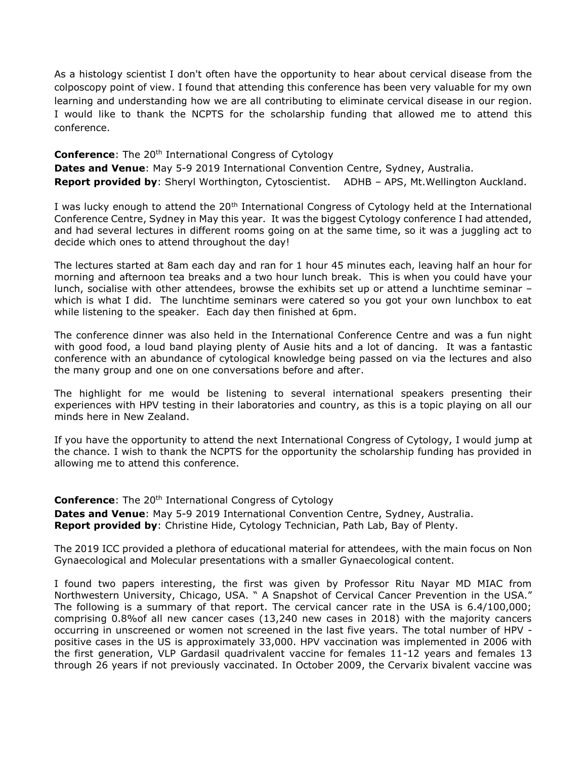As a histology scientist I don't often have the opportunity to hear about cervical disease from the colposcopy point of view. I found that attending this conference has been very valuable for my own learning and understanding how we are all contributing to eliminate cervical disease in our region. I would like to thank the NCPTS for the scholarship funding that allowed me to attend this conference.

**Conference**: The 20th International Congress of Cytology
**Dates and Venue**: May 5-9 2019 International Convention Centre, Sydney, Australia.
**Report provided by**: Sheryl Worthington, Cytoscientist. ADHB – APS, Mt.Wellington Auckland.

I was lucky enough to attend the 20th International Congress of Cytology held at the International Conference Centre, Sydney in May this year. It was the biggest Cytology conference I had attended, and had several lectures in different rooms going on at the same time, so it was a juggling act to decide which ones to attend throughout the day!

The lectures started at 8am each day and ran for 1 hour 45 minutes each, leaving half an hour for morning and afternoon tea breaks and a two hour lunch break. This is when you could have your lunch, socialise with other attendees, browse the exhibits set up or attend a lunchtime seminar – which is what I did. The lunchtime seminars were catered so you got your own lunchbox to eat while listening to the speaker. Each day then finished at 6pm.

The conference dinner was also held in the International Conference Centre and was a fun night with good food, a loud band playing plenty of Ausie hits and a lot of dancing. It was a fantastic conference with an abundance of cytological knowledge being passed on via the lectures and also the many group and one on one conversations before and after.

The highlight for me would be listening to several international speakers presenting their experiences with HPV testing in their laboratories and country, as this is a topic playing on all our minds here in New Zealand.

If you have the opportunity to attend the next International Congress of Cytology, I would jump at the chance. I wish to thank the NCPTS for the opportunity the scholarship funding has provided in allowing me to attend this conference.

**Conference**: The 20th International Congress of Cytology
**Dates and Venue**: May 5-9 2019 International Convention Centre, Sydney, Australia.
**Report provided by**: Christine Hide, Cytology Technician, Path Lab, Bay of Plenty.

The 2019 ICC provided a plethora of educational material for attendees, with the main focus on Non Gynaecological and Molecular presentations with a smaller Gynaecological content.

I found two papers interesting, the first was given by Professor Ritu Nayar MD MIAC from Northwestern University, Chicago, USA. " A Snapshot of Cervical Cancer Prevention in the USA." The following is a summary of that report. The cervical cancer rate in the USA is 6.4/100,000; comprising 0.8%of all new cancer cases (13,240 new cases in 2018) with the majority cancers occurring in unscreened or women not screened in the last five years. The total number of HPV - positive cases in the US is approximately 33,000. HPV vaccination was implemented in 2006 with the first generation, VLP Gardasil quadrivalent vaccine for females 11-12 years and females 13 through 26 years if not previously vaccinated. In October 2009, the Cervarix bivalent vaccine was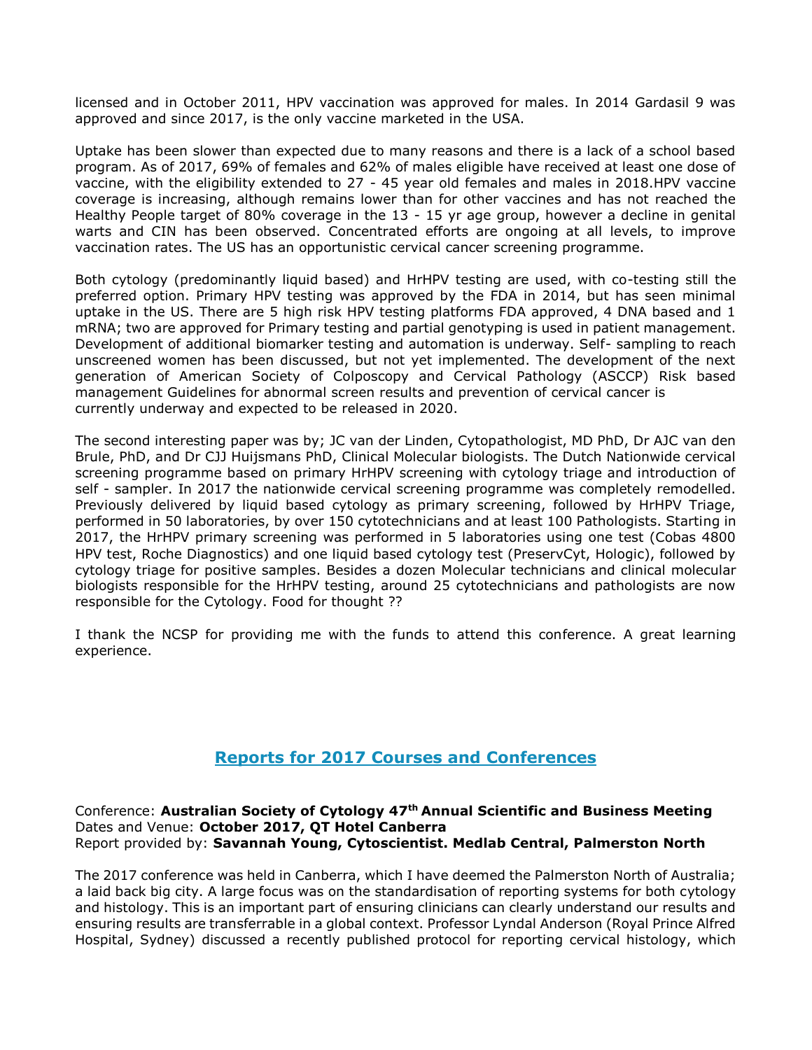licensed and in October 2011, HPV vaccination was approved for males. In 2014 Gardasil 9 was approved and since 2017, is the only vaccine marketed in the USA.

Uptake has been slower than expected due to many reasons and there is a lack of a school based program. As of 2017, 69% of females and 62% of males eligible have received at least one dose of vaccine, with the eligibility extended to 27 - 45 year old females and males in 2018.HPV vaccine coverage is increasing, although remains lower than for other vaccines and has not reached the Healthy People target of 80% coverage in the 13 - 15 yr age group, however a decline in genital warts and CIN has been observed. Concentrated efforts are ongoing at all levels, to improve vaccination rates. The US has an opportunistic cervical cancer screening programme.

Both cytology (predominantly liquid based) and HrHPV testing are used, with co-testing still the preferred option. Primary HPV testing was approved by the FDA in 2014, but has seen minimal uptake in the US. There are 5 high risk HPV testing platforms FDA approved, 4 DNA based and 1 mRNA; two are approved for Primary testing and partial genotyping is used in patient management. Development of additional biomarker testing and automation is underway. Self- sampling to reach unscreened women has been discussed, but not yet implemented. The development of the next generation of American Society of Colposcopy and Cervical Pathology (ASCCP) Risk based management Guidelines for abnormal screen results and prevention of cervical cancer is currently underway and expected to be released in 2020.

The second interesting paper was by; JC van der Linden, Cytopathologist, MD PhD, Dr AJC van den Brule, PhD, and Dr CJJ Huijsmans PhD, Clinical Molecular biologists. The Dutch Nationwide cervical screening programme based on primary HrHPV screening with cytology triage and introduction of self - sampler. In 2017 the nationwide cervical screening programme was completely remodelled. Previously delivered by liquid based cytology as primary screening, followed by HrHPV Triage, performed in 50 laboratories, by over 150 cytotechnicians and at least 100 Pathologists. Starting in 2017, the HrHPV primary screening was performed in 5 laboratories using one test (Cobas 4800 HPV test, Roche Diagnostics) and one liquid based cytology test (PreservCyt, Hologic), followed by cytology triage for positive samples. Besides a dozen Molecular technicians and clinical molecular biologists responsible for the HrHPV testing, around 25 cytotechnicians and pathologists are now responsible for the Cytology. Food for thought ??

I thank the NCSP for providing me with the funds to attend this conference. A great learning experience.

## Reports for 2017 Courses and Conferences

Conference: **Australian Society of Cytology 47th Annual Scientific and Business Meeting**
Dates and Venue: **October 2017, QT Hotel Canberra**
Report provided by: **Savannah Young, Cytoscientist. Medlab Central, Palmerston North**

The 2017 conference was held in Canberra, which I have deemed the Palmerston North of Australia; a laid back big city. A large focus was on the standardisation of reporting systems for both cytology and histology. This is an important part of ensuring clinicians can clearly understand our results and ensuring results are transferrable in a global context. Professor Lyndal Anderson (Royal Prince Alfred Hospital, Sydney) discussed a recently published protocol for reporting cervical histology, which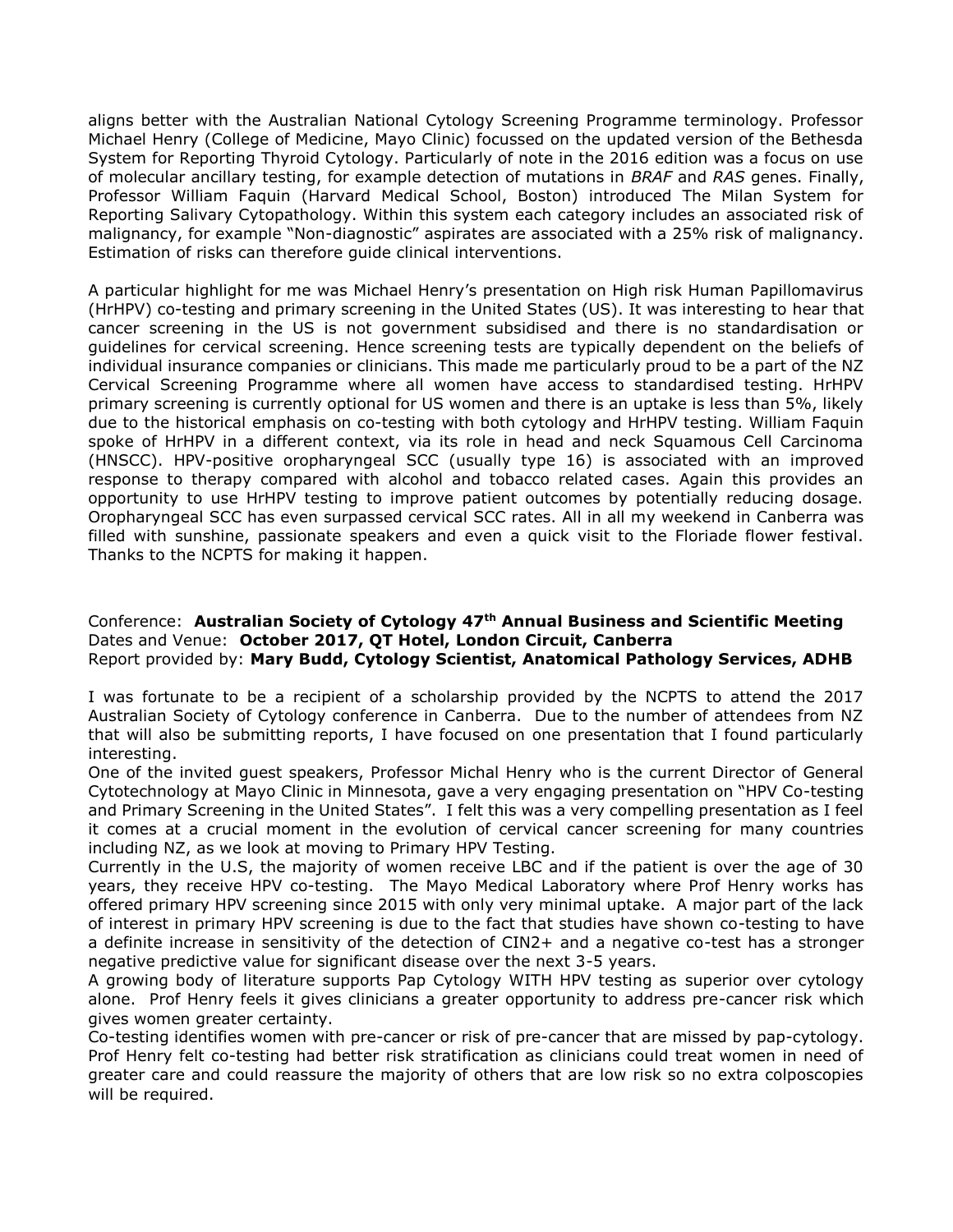aligns better with the Australian National Cytology Screening Programme terminology. Professor Michael Henry (College of Medicine, Mayo Clinic) focussed on the updated version of the Bethesda System for Reporting Thyroid Cytology. Particularly of note in the 2016 edition was a focus on use of molecular ancillary testing, for example detection of mutations in *BRAF* and *RAS* genes. Finally, Professor William Faquin (Harvard Medical School, Boston) introduced The Milan System for Reporting Salivary Cytopathology. Within this system each category includes an associated risk of malignancy, for example "Non-diagnostic" aspirates are associated with a 25% risk of malignancy. Estimation of risks can therefore guide clinical interventions.

A particular highlight for me was Michael Henry's presentation on High risk Human Papillomavirus (HrHPV) co-testing and primary screening in the United States (US). It was interesting to hear that cancer screening in the US is not government subsidised and there is no standardisation or guidelines for cervical screening. Hence screening tests are typically dependent on the beliefs of individual insurance companies or clinicians. This made me particularly proud to be a part of the NZ Cervical Screening Programme where all women have access to standardised testing. HrHPV primary screening is currently optional for US women and there is an uptake is less than 5%, likely due to the historical emphasis on co-testing with both cytology and HrHPV testing. William Faquin spoke of HrHPV in a different context, via its role in head and neck Squamous Cell Carcinoma (HNSCC). HPV-positive oropharyngeal SCC (usually type 16) is associated with an improved response to therapy compared with alcohol and tobacco related cases. Again this provides an opportunity to use HrHPV testing to improve patient outcomes by potentially reducing dosage. Oropharyngeal SCC has even surpassed cervical SCC rates. All in all my weekend in Canberra was filled with sunshine, passionate speakers and even a quick visit to the Floriade flower festival. Thanks to the NCPTS for making it happen.

Conference: **Australian Society of Cytology 47th Annual Business and Scientific Meeting**
Dates and Venue: **October 2017, QT Hotel, London Circuit, Canberra**
Report provided by: **Mary Budd, Cytology Scientist, Anatomical Pathology Services, ADHB**

I was fortunate to be a recipient of a scholarship provided by the NCPTS to attend the 2017 Australian Society of Cytology conference in Canberra. Due to the number of attendees from NZ that will also be submitting reports, I have focused on one presentation that I found particularly interesting.

One of the invited guest speakers, Professor Michal Henry who is the current Director of General Cytotechnology at Mayo Clinic in Minnesota, gave a very engaging presentation on "HPV Co-testing and Primary Screening in the United States". I felt this was a very compelling presentation as I feel it comes at a crucial moment in the evolution of cervical cancer screening for many countries including NZ, as we look at moving to Primary HPV Testing.

Currently in the U.S, the majority of women receive LBC and if the patient is over the age of 30 years, they receive HPV co-testing. The Mayo Medical Laboratory where Prof Henry works has offered primary HPV screening since 2015 with only very minimal uptake. A major part of the lack of interest in primary HPV screening is due to the fact that studies have shown co-testing to have a definite increase in sensitivity of the detection of CIN2+ and a negative co-test has a stronger negative predictive value for significant disease over the next 3-5 years.

A growing body of literature supports Pap Cytology WITH HPV testing as superior over cytology alone. Prof Henry feels it gives clinicians a greater opportunity to address pre-cancer risk which gives women greater certainty.

Co-testing identifies women with pre-cancer or risk of pre-cancer that are missed by pap-cytology. Prof Henry felt co-testing had better risk stratification as clinicians could treat women in need of greater care and could reassure the majority of others that are low risk so no extra colposcopies will be required.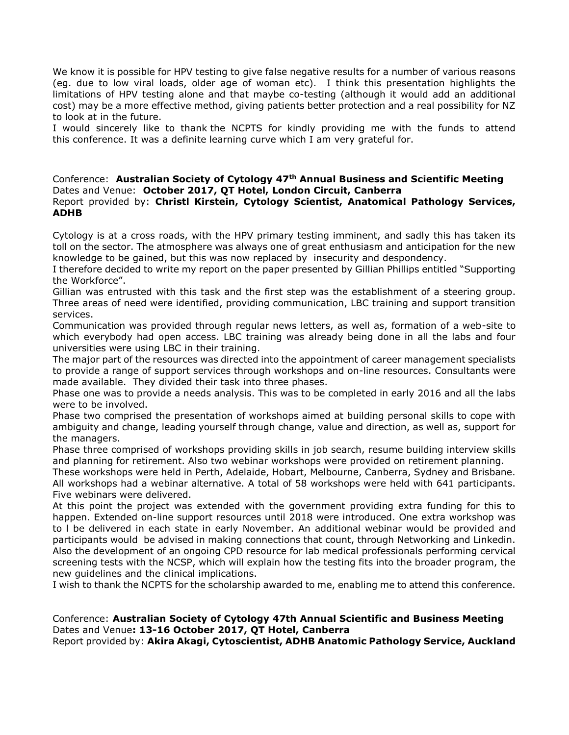We know it is possible for HPV testing to give false negative results for a number of various reasons (eg. due to low viral loads, older age of woman etc). I think this presentation highlights the limitations of HPV testing alone and that maybe co-testing (although it would add an additional cost) may be a more effective method, giving patients better protection and a real possibility for NZ to look at in the future.

I would sincerely like to thank the NCPTS for kindly providing me with the funds to attend this conference. It was a definite learning curve which I am very grateful for.

Conference: **Australian Society of Cytology 47th Annual Business and Scientific Meeting**
Dates and Venue: **October 2017, QT Hotel, London Circuit, Canberra**
Report provided by: **Christl Kirstein, Cytology Scientist, Anatomical Pathology Services, ADHB**

Cytology is at a cross roads, with the HPV primary testing imminent, and sadly this has taken its toll on the sector. The atmosphere was always one of great enthusiasm and anticipation for the new knowledge to be gained, but this was now replaced by insecurity and despondency.

I therefore decided to write my report on the paper presented by Gillian Phillips entitled "Supporting the Workforce".

Gillian was entrusted with this task and the first step was the establishment of a steering group. Three areas of need were identified, providing communication, LBC training and support transition services.

Communication was provided through regular news letters, as well as, formation of a web-site to which everybody had open access. LBC training was already being done in all the labs and four universities were using LBC in their training.

The major part of the resources was directed into the appointment of career management specialists to provide a range of support services through workshops and on-line resources. Consultants were made available. They divided their task into three phases.

Phase one was to provide a needs analysis. This was to be completed in early 2016 and all the labs were to be involved.

Phase two comprised the presentation of workshops aimed at building personal skills to cope with ambiguity and change, leading yourself through change, value and direction, as well as, support for the managers.

Phase three comprised of workshops providing skills in job search, resume building interview skills and planning for retirement. Also two webinar workshops were provided on retirement planning.

These workshops were held in Perth, Adelaide, Hobart, Melbourne, Canberra, Sydney and Brisbane. All workshops had a webinar alternative. A total of 58 workshops were held with 641 participants. Five webinars were delivered.

At this point the project was extended with the government providing extra funding for this to happen. Extended on-line support resources until 2018 were introduced. One extra workshop was to l be delivered in each state in early November. An additional webinar would be provided and participants would be advised in making connections that count, through Networking and Linkedin. Also the development of an ongoing CPD resource for lab medical professionals performing cervical screening tests with the NCSP, which will explain how the testing fits into the broader program, the new guidelines and the clinical implications.

I wish to thank the NCPTS for the scholarship awarded to me, enabling me to attend this conference.

Conference: **Australian Society of Cytology 47th Annual Scientific and Business Meeting**
Dates and Venue**: 13-16 October 2017, QT Hotel, Canberra**
Report provided by: **Akira Akagi, Cytoscientist, ADHB Anatomic Pathology Service, Auckland**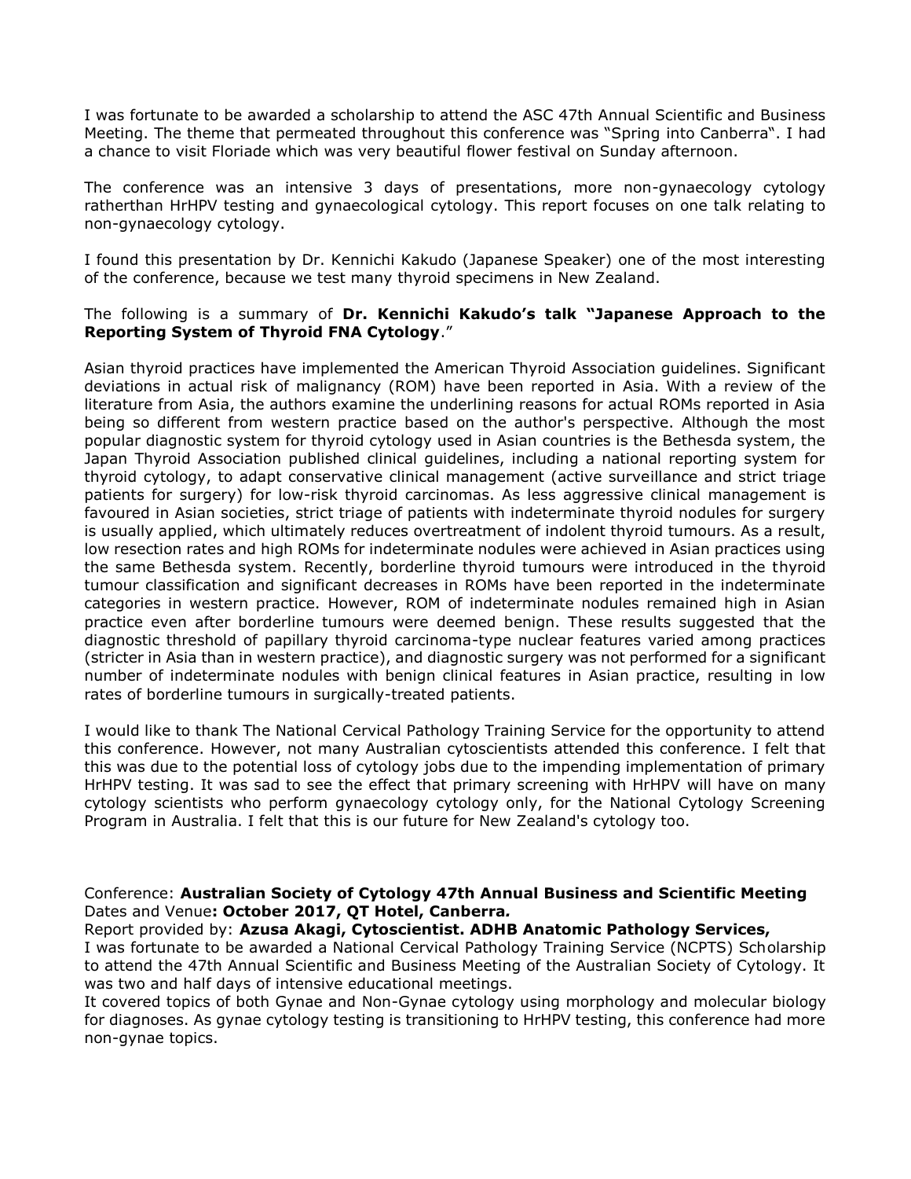I was fortunate to be awarded a scholarship to attend the ASC 47th Annual Scientific and Business Meeting. The theme that permeated throughout this conference was "Spring into Canberra". I had a chance to visit Floriade which was very beautiful flower festival on Sunday afternoon.

The conference was an intensive 3 days of presentations, more non-gynaecology cytology ratherthan HrHPV testing and gynaecological cytology. This report focuses on one talk relating to non-gynaecology cytology.

I found this presentation by Dr. Kennichi Kakudo (Japanese Speaker) one of the most interesting of the conference, because we test many thyroid specimens in New Zealand.

The following is a summary of **Dr. Kennichi Kakudo's talk "Japanese Approach to the Reporting System of Thyroid FNA Cytology**."

Asian thyroid practices have implemented the American Thyroid Association guidelines. Significant deviations in actual risk of malignancy (ROM) have been reported in Asia. With a review of the literature from Asia, the authors examine the underlining reasons for actual ROMs reported in Asia being so different from western practice based on the author's perspective. Although the most popular diagnostic system for thyroid cytology used in Asian countries is the Bethesda system, the Japan Thyroid Association published clinical guidelines, including a national reporting system for thyroid cytology, to adapt conservative clinical management (active surveillance and strict triage patients for surgery) for low-risk thyroid carcinomas. As less aggressive clinical management is favoured in Asian societies, strict triage of patients with indeterminate thyroid nodules for surgery is usually applied, which ultimately reduces overtreatment of indolent thyroid tumours. As a result, low resection rates and high ROMs for indeterminate nodules were achieved in Asian practices using the same Bethesda system. Recently, borderline thyroid tumours were introduced in the thyroid tumour classification and significant decreases in ROMs have been reported in the indeterminate categories in western practice. However, ROM of indeterminate nodules remained high in Asian practice even after borderline tumours were deemed benign. These results suggested that the diagnostic threshold of papillary thyroid carcinoma-type nuclear features varied among practices (stricter in Asia than in western practice), and diagnostic surgery was not performed for a significant number of indeterminate nodules with benign clinical features in Asian practice, resulting in low rates of borderline tumours in surgically-treated patients.

I would like to thank The National Cervical Pathology Training Service for the opportunity to attend this conference. However, not many Australian cytoscientists attended this conference. I felt that this was due to the potential loss of cytology jobs due to the impending implementation of primary HrHPV testing. It was sad to see the effect that primary screening with HrHPV will have on many cytology scientists who perform gynaecology cytology only, for the National Cytology Screening Program in Australia. I felt that this is our future for New Zealand's cytology too.

Conference: **Australian Society of Cytology 47th Annual Business and Scientific Meeting**
Dates and Venue**: October 2017, QT Hotel, Canberra.**
Report provided by: **Azusa Akagi, Cytoscientist. ADHB Anatomic Pathology Services,**
I was fortunate to be awarded a National Cervical Pathology Training Service (NCPTS) Scholarship to attend the 47th Annual Scientific and Business Meeting of the Australian Society of Cytology. It was two and half days of intensive educational meetings.
It covered topics of both Gynae and Non-Gynae cytology using morphology and molecular biology for diagnoses. As gynae cytology testing is transitioning to HrHPV testing, this conference had more non-gynae topics.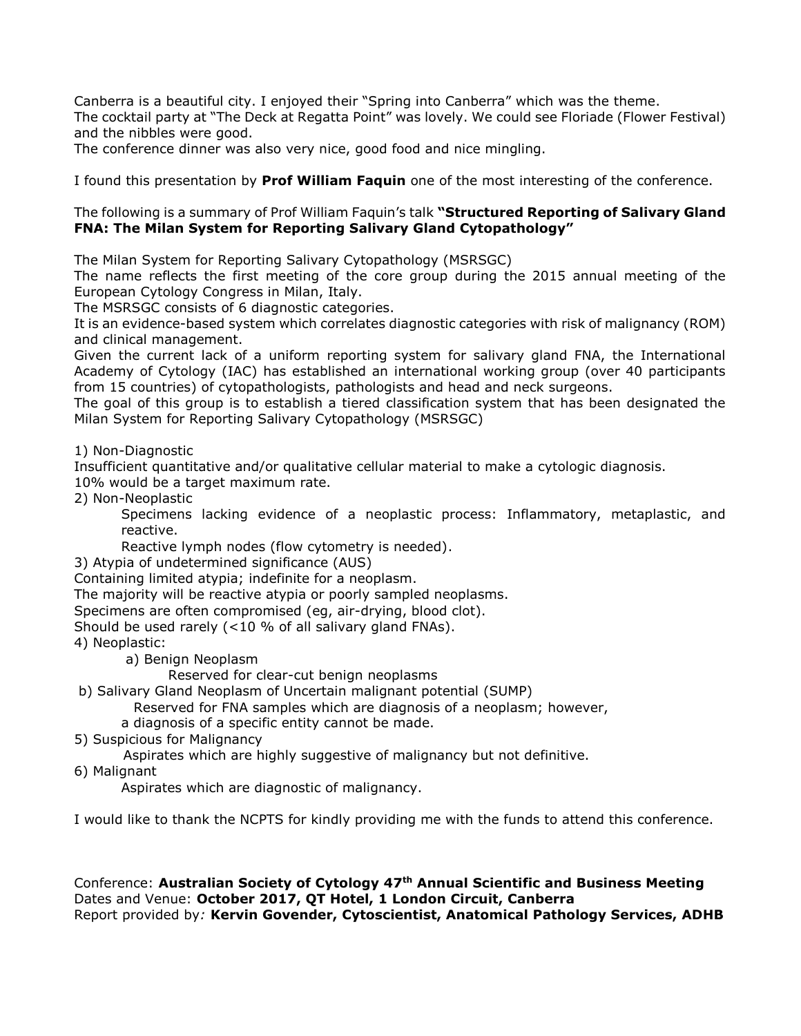Canberra is a beautiful city. I enjoyed their "Spring into Canberra" which was the theme.
The cocktail party at "The Deck at Regatta Point" was lovely. We could see Floriade (Flower Festival) and the nibbles were good.
The conference dinner was also very nice, good food and nice mingling.

I found this presentation by **Prof William Faquin** one of the most interesting of the conference.

The following is a summary of Prof William Faquin's talk **"Structured Reporting of Salivary Gland FNA: The Milan System for Reporting Salivary Gland Cytopathology"**

The Milan System for Reporting Salivary Cytopathology (MSRSGC)
The name reflects the first meeting of the core group during the 2015 annual meeting of the European Cytology Congress in Milan, Italy.
The MSRSGC consists of 6 diagnostic categories.
It is an evidence-based system which correlates diagnostic categories with risk of malignancy (ROM) and clinical management.
Given the current lack of a uniform reporting system for salivary gland FNA, the International Academy of Cytology (IAC) has established an international working group (over 40 participants from 15 countries) of cytopathologists, pathologists and head and neck surgeons.
The goal of this group is to establish a tiered classification system that has been designated the Milan System for Reporting Salivary Cytopathology (MSRSGC)

1) Non-Diagnostic
Insufficient quantitative and/or qualitative cellular material to make a cytologic diagnosis.
10% would be a target maximum rate.
2) Non-Neoplastic
   Specimens lacking evidence of a neoplastic process: Inflammatory, metaplastic, and reactive.
   Reactive lymph nodes (flow cytometry is needed).
3) Atypia of undetermined significance (AUS)
Containing limited atypia; indefinite for a neoplasm.
The majority will be reactive atypia or poorly sampled neoplasms.
Specimens are often compromised (eg, air-drying, blood clot).
Should be used rarely (<10 % of all salivary gland FNAs).
4) Neoplastic:
   a) Benign Neoplasm
      Reserved for clear-cut benign neoplasms
   b) Salivary Gland Neoplasm of Uncertain malignant potential (SUMP)
      Reserved for FNA samples which are diagnosis of a neoplasm; however, a diagnosis of a specific entity cannot be made.
5) Suspicious for Malignancy
   Aspirates which are highly suggestive of malignancy but not definitive.
6) Malignant
   Aspirates which are diagnostic of malignancy.

I would like to thank the NCPTS for kindly providing me with the funds to attend this conference.

Conference: **Australian Society of Cytology 47th Annual Scientific and Business Meeting**
Dates and Venue: **October 2017, QT Hotel, 1 London Circuit, Canberra**
Report provided by*:* **Kervin Govender, Cytoscientist, Anatomical Pathology Services, ADHB**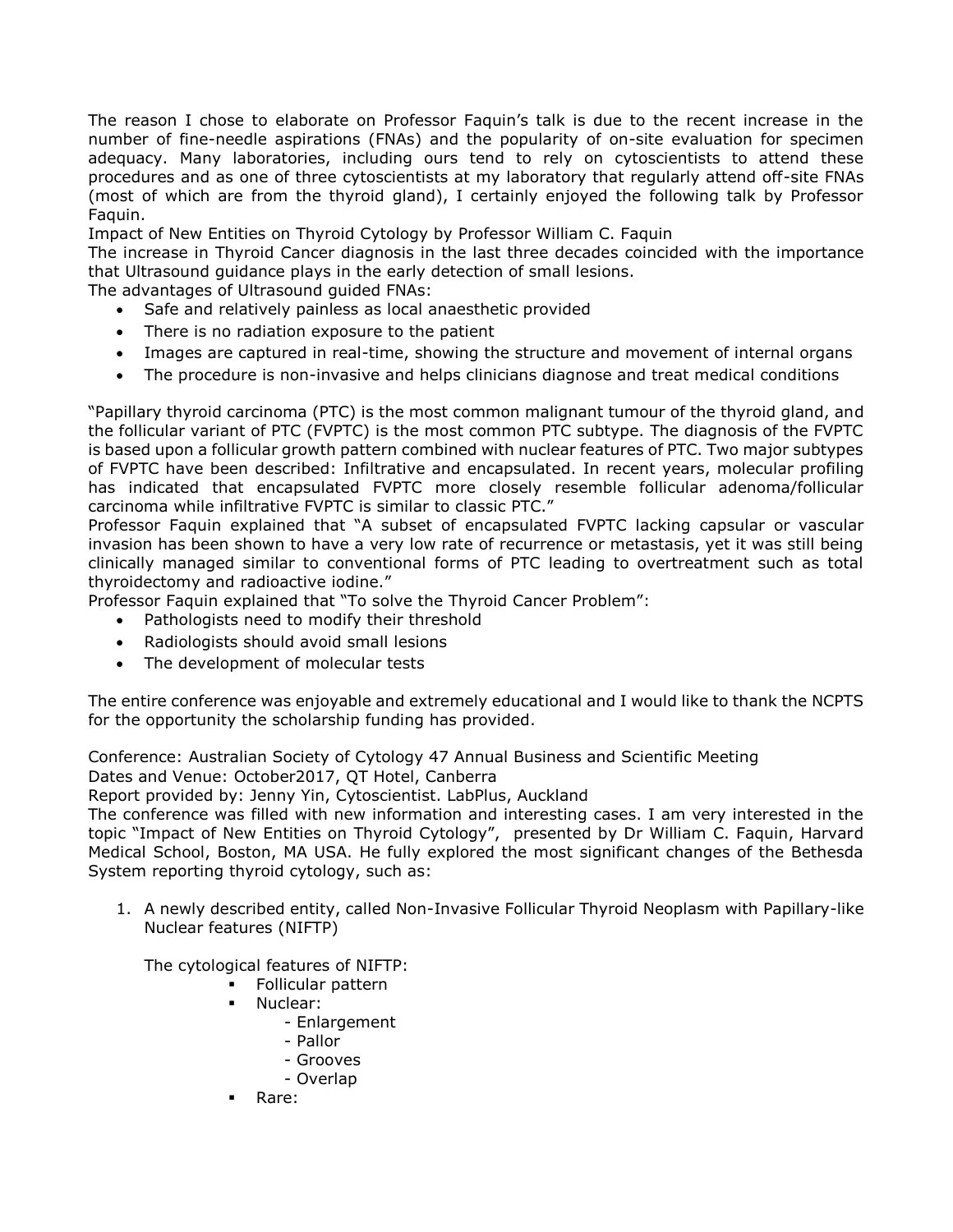The reason I chose to elaborate on Professor Faquin's talk is due to the recent increase in the number of fine-needle aspirations (FNAs) and the popularity of on-site evaluation for specimen adequacy. Many laboratories, including ours tend to rely on cytoscientists to attend these procedures and as one of three cytoscientists at my laboratory that regularly attend off-site FNAs (most of which are from the thyroid gland), I certainly enjoyed the following talk by Professor Faquin.

Impact of New Entities on Thyroid Cytology by Professor William C. Faquin

The increase in Thyroid Cancer diagnosis in the last three decades coincided with the importance that Ultrasound guidance plays in the early detection of small lesions.

The advantages of Ultrasound guided FNAs:

- Safe and relatively painless as local anaesthetic provided
- There is no radiation exposure to the patient
- Images are captured in real-time, showing the structure and movement of internal organs
- The procedure is non-invasive and helps clinicians diagnose and treat medical conditions

"Papillary thyroid carcinoma (PTC) is the most common malignant tumour of the thyroid gland, and the follicular variant of PTC (FVPTC) is the most common PTC subtype. The diagnosis of the FVPTC is based upon a follicular growth pattern combined with nuclear features of PTC. Two major subtypes of FVPTC have been described: Infiltrative and encapsulated. In recent years, molecular profiling has indicated that encapsulated FVPTC more closely resemble follicular adenoma/follicular carcinoma while infiltrative FVPTC is similar to classic PTC."

Professor Faquin explained that "A subset of encapsulated FVPTC lacking capsular or vascular invasion has been shown to have a very low rate of recurrence or metastasis, yet it was still being clinically managed similar to conventional forms of PTC leading to overtreatment such as total thyroidectomy and radioactive iodine."

Professor Faquin explained that "To solve the Thyroid Cancer Problem":

- Pathologists need to modify their threshold
- Radiologists should avoid small lesions
- The development of molecular tests

The entire conference was enjoyable and extremely educational and I would like to thank the NCPTS for the opportunity the scholarship funding has provided.

Conference: Australian Society of Cytology 47 Annual Business and Scientific Meeting

Dates and Venue: October2017, QT Hotel, Canberra

Report provided by: Jenny Yin, Cytoscientist. LabPlus, Auckland

The conference was filled with new information and interesting cases. I am very interested in the topic "Impact of New Entities on Thyroid Cytology", presented by Dr William C. Faquin, Harvard Medical School, Boston, MA USA. He fully explored the most significant changes of the Bethesda System reporting thyroid cytology, such as:

1. A newly described entity, called Non-Invasive Follicular Thyroid Neoplasm with Papillary-like Nuclear features (NIFTP)

   The cytological features of NIFTP:

   - Follicular pattern
   - Nuclear:
     - Enlargement
     - Pallor
     - Grooves
     - Overlap
   - Rare: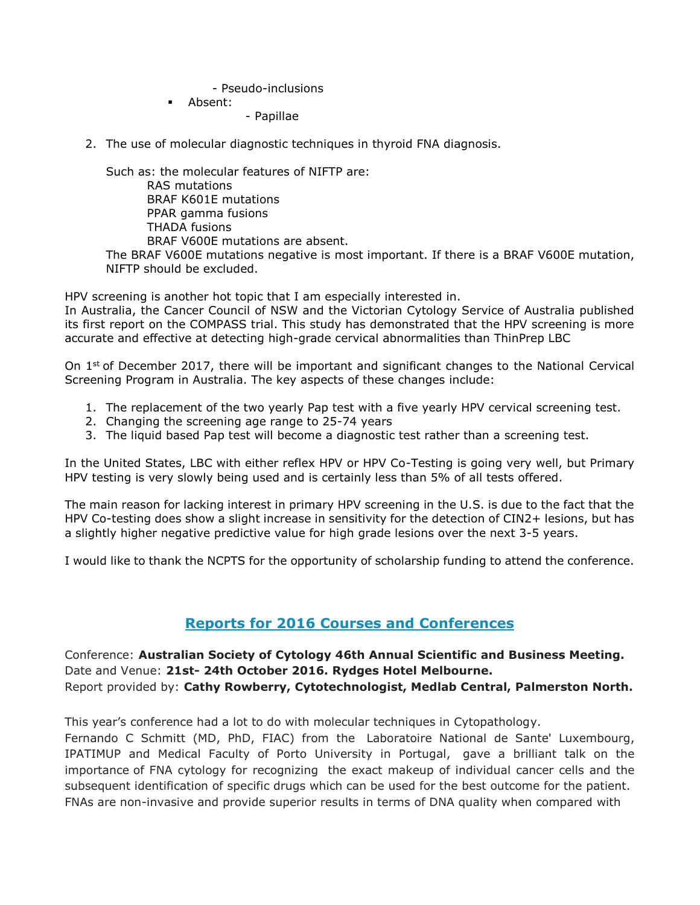- Pseudo-inclusions
  - Absent:
    - Papillae

2. The use of molecular diagnostic techniques in thyroid FNA diagnosis.

   Such as: the molecular features of NIFTP are:
   
   RAS mutations
   BRAF K601E mutations
   PPAR gamma fusions
   THADA fusions
   BRAF V600E mutations are absent.
   
   The BRAF V600E mutations negative is most important. If there is a BRAF V600E mutation, NIFTP should be excluded.

HPV screening is another hot topic that I am especially interested in.
In Australia, the Cancer Council of NSW and the Victorian Cytology Service of Australia published its first report on the COMPASS trial. This study has demonstrated that the HPV screening is more accurate and effective at detecting high-grade cervical abnormalities than ThinPrep LBC

On 1st of December 2017, there will be important and significant changes to the National Cervical Screening Program in Australia. The key aspects of these changes include:

1. The replacement of the two yearly Pap test with a five yearly HPV cervical screening test.
2. Changing the screening age range to 25-74 years
3. The liquid based Pap test will become a diagnostic test rather than a screening test.

In the United States, LBC with either reflex HPV or HPV Co-Testing is going very well, but Primary HPV testing is very slowly being used and is certainly less than 5% of all tests offered.

The main reason for lacking interest in primary HPV screening in the U.S. is due to the fact that the HPV Co-testing does show a slight increase in sensitivity for the detection of CIN2+ lesions, but has a slightly higher negative predictive value for high grade lesions over the next 3-5 years.

I would like to thank the NCPTS for the opportunity of scholarship funding to attend the conference.

## Reports for 2016 Courses and Conferences

Conference: **Australian Society of Cytology 46th Annual Scientific and Business Meeting.**
Date and Venue: **21st- 24th October 2016. Rydges Hotel Melbourne.**
Report provided by: **Cathy Rowberry, Cytotechnologist, Medlab Central, Palmerston North.**

This year's conference had a lot to do with molecular techniques in Cytopathology.
Fernando C Schmitt (MD, PhD, FIAC) from the Laboratoire National de Sante' Luxembourg, IPATIMUP and Medical Faculty of Porto University in Portugal, gave a brilliant talk on the importance of FNA cytology for recognizing the exact makeup of individual cancer cells and the subsequent identification of specific drugs which can be used for the best outcome for the patient. FNAs are non-invasive and provide superior results in terms of DNA quality when compared with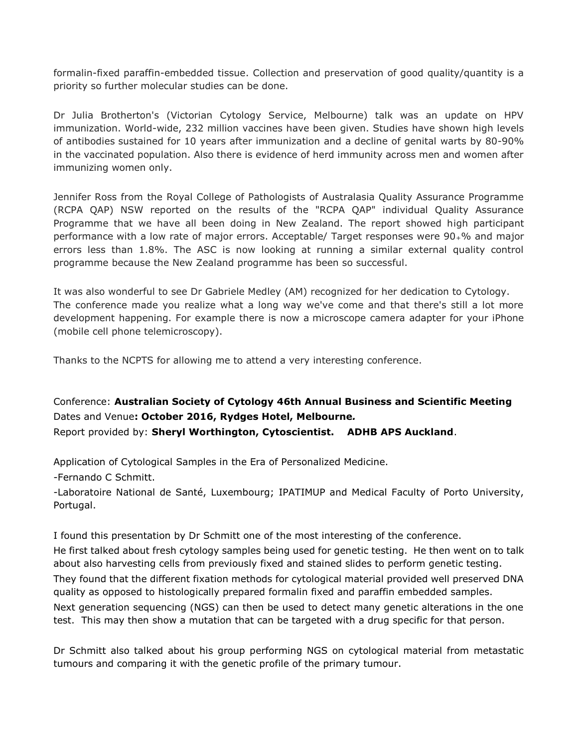formalin-fixed paraffin-embedded tissue. Collection and preservation of good quality/quantity is a priority so further molecular studies can be done.

Dr Julia Brotherton's (Victorian Cytology Service, Melbourne) talk was an update on HPV immunization. World-wide, 232 million vaccines have been given. Studies have shown high levels of antibodies sustained for 10 years after immunization and a decline of genital warts by 80-90% in the vaccinated population. Also there is evidence of herd immunity across men and women after immunizing women only.

Jennifer Ross from the Royal College of Pathologists of Australasia Quality Assurance Programme (RCPA QAP) NSW reported on the results of the "RCPA QAP" individual Quality Assurance Programme that we have all been doing in New Zealand. The report showed high participant performance with a low rate of major errors. Acceptable/ Target responses were 90+% and major errors less than 1.8%. The ASC is now looking at running a similar external quality control programme because the New Zealand programme has been so successful.

It was also wonderful to see Dr Gabriele Medley (AM) recognized for her dedication to Cytology. The conference made you realize what a long way we've come and that there's still a lot more development happening. For example there is now a microscope camera adapter for your iPhone (mobile cell phone telemicroscopy).

Thanks to the NCPTS for allowing me to attend a very interesting conference.

Conference: **Australian Society of Cytology 46th Annual Business and Scientific Meeting**
Dates and Venue**: October 2016, Rydges Hotel, Melbourne.**
Report provided by: **Sheryl Worthington, Cytoscientist. ADHB APS Auckland**.

Application of Cytological Samples in the Era of Personalized Medicine.

-Fernando C Schmitt.

-Laboratoire National de Santé, Luxembourg; IPATIMUP and Medical Faculty of Porto University, Portugal.

I found this presentation by Dr Schmitt one of the most interesting of the conference.
He first talked about fresh cytology samples being used for genetic testing. He then went on to talk about also harvesting cells from previously fixed and stained slides to perform genetic testing.
They found that the different fixation methods for cytological material provided well preserved DNA quality as opposed to histologically prepared formalin fixed and paraffin embedded samples.
Next generation sequencing (NGS) can then be used to detect many genetic alterations in the one test. This may then show a mutation that can be targeted with a drug specific for that person.

Dr Schmitt also talked about his group performing NGS on cytological material from metastatic tumours and comparing it with the genetic profile of the primary tumour.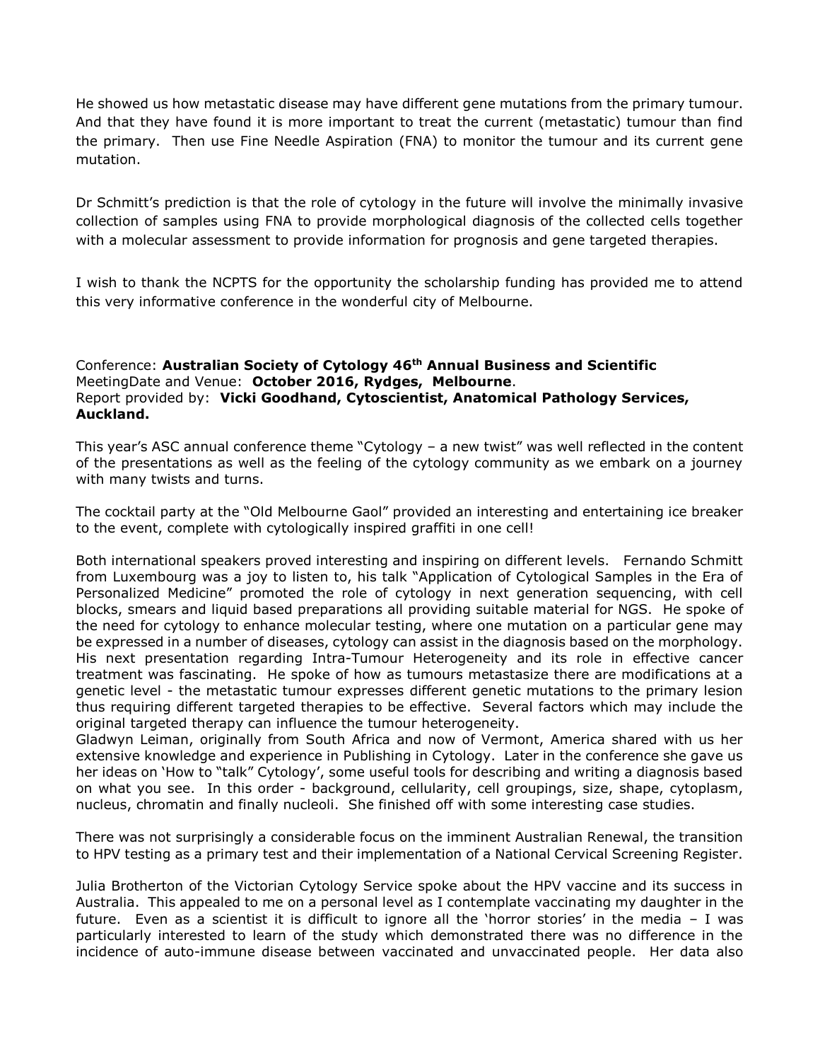He showed us how metastatic disease may have different gene mutations from the primary tumour. And that they have found it is more important to treat the current (metastatic) tumour than find the primary. Then use Fine Needle Aspiration (FNA) to monitor the tumour and its current gene mutation.

Dr Schmitt's prediction is that the role of cytology in the future will involve the minimally invasive collection of samples using FNA to provide morphological diagnosis of the collected cells together with a molecular assessment to provide information for prognosis and gene targeted therapies.

I wish to thank the NCPTS for the opportunity the scholarship funding has provided me to attend this very informative conference in the wonderful city of Melbourne.

Conference: **Australian Society of Cytology 46th Annual Business and Scientific** MeetingDate and Venue: **October 2016, Rydges, Melbourne**.
Report provided by: **Vicki Goodhand, Cytoscientist, Anatomical Pathology Services, Auckland.**

This year's ASC annual conference theme "Cytology – a new twist" was well reflected in the content of the presentations as well as the feeling of the cytology community as we embark on a journey with many twists and turns.

The cocktail party at the "Old Melbourne Gaol" provided an interesting and entertaining ice breaker to the event, complete with cytologically inspired graffiti in one cell!

Both international speakers proved interesting and inspiring on different levels. Fernando Schmitt from Luxembourg was a joy to listen to, his talk "Application of Cytological Samples in the Era of Personalized Medicine" promoted the role of cytology in next generation sequencing, with cell blocks, smears and liquid based preparations all providing suitable material for NGS. He spoke of the need for cytology to enhance molecular testing, where one mutation on a particular gene may be expressed in a number of diseases, cytology can assist in the diagnosis based on the morphology. His next presentation regarding Intra-Tumour Heterogeneity and its role in effective cancer treatment was fascinating. He spoke of how as tumours metastasize there are modifications at a genetic level - the metastatic tumour expresses different genetic mutations to the primary lesion thus requiring different targeted therapies to be effective. Several factors which may include the original targeted therapy can influence the tumour heterogeneity.
Gladwyn Leiman, originally from South Africa and now of Vermont, America shared with us her extensive knowledge and experience in Publishing in Cytology. Later in the conference she gave us her ideas on 'How to "talk" Cytology', some useful tools for describing and writing a diagnosis based on what you see. In this order - background, cellularity, cell groupings, size, shape, cytoplasm, nucleus, chromatin and finally nucleoli. She finished off with some interesting case studies.

There was not surprisingly a considerable focus on the imminent Australian Renewal, the transition to HPV testing as a primary test and their implementation of a National Cervical Screening Register.

Julia Brotherton of the Victorian Cytology Service spoke about the HPV vaccine and its success in Australia. This appealed to me on a personal level as I contemplate vaccinating my daughter in the future. Even as a scientist it is difficult to ignore all the 'horror stories' in the media – I was particularly interested to learn of the study which demonstrated there was no difference in the incidence of auto-immune disease between vaccinated and unvaccinated people. Her data also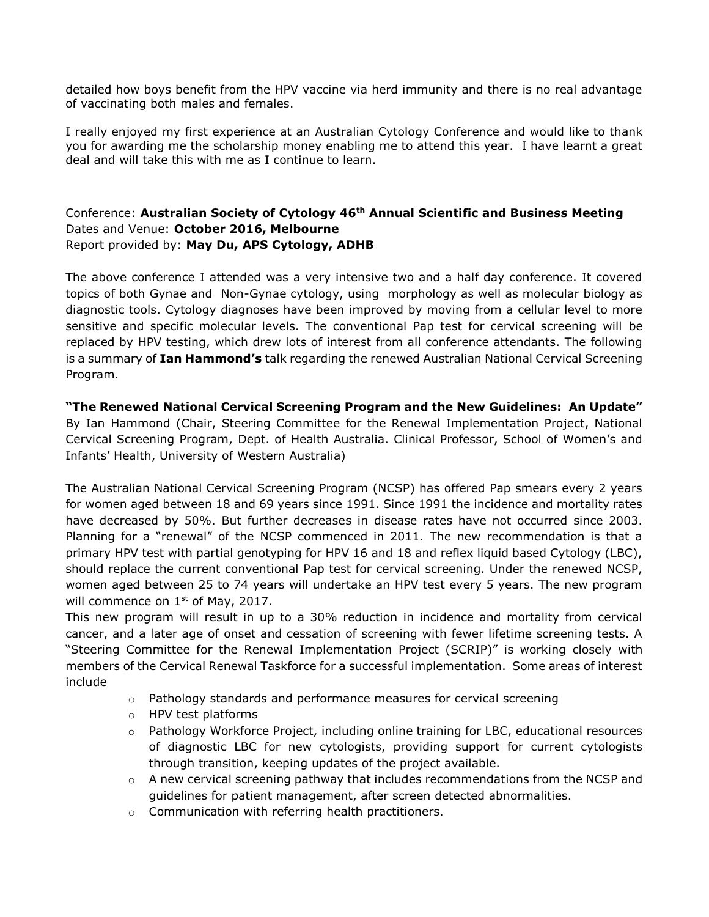detailed how boys benefit from the HPV vaccine via herd immunity and there is no real advantage of vaccinating both males and females.

I really enjoyed my first experience at an Australian Cytology Conference and would like to thank you for awarding me the scholarship money enabling me to attend this year. I have learnt a great deal and will take this with me as I continue to learn.

Conference: **Australian Society of Cytology 46th Annual Scientific and Business Meeting**
Dates and Venue: **October 2016, Melbourne**
Report provided by: **May Du, APS Cytology, ADHB**

The above conference I attended was a very intensive two and a half day conference. It covered topics of both Gynae and Non-Gynae cytology, using morphology as well as molecular biology as diagnostic tools. Cytology diagnoses have been improved by moving from a cellular level to more sensitive and specific molecular levels. The conventional Pap test for cervical screening will be replaced by HPV testing, which drew lots of interest from all conference attendants. The following is a summary of **Ian Hammond's** talk regarding the renewed Australian National Cervical Screening Program.

**"The Renewed National Cervical Screening Program and the New Guidelines: An Update"**
By Ian Hammond (Chair, Steering Committee for the Renewal Implementation Project, National Cervical Screening Program, Dept. of Health Australia. Clinical Professor, School of Women's and Infants' Health, University of Western Australia)

The Australian National Cervical Screening Program (NCSP) has offered Pap smears every 2 years for women aged between 18 and 69 years since 1991. Since 1991 the incidence and mortality rates have decreased by 50%. But further decreases in disease rates have not occurred since 2003. Planning for a "renewal" of the NCSP commenced in 2011. The new recommendation is that a primary HPV test with partial genotyping for HPV 16 and 18 and reflex liquid based Cytology (LBC), should replace the current conventional Pap test for cervical screening. Under the renewed NCSP, women aged between 25 to 74 years will undertake an HPV test every 5 years. The new program will commence on 1st of May, 2017.

This new program will result in up to a 30% reduction in incidence and mortality from cervical cancer, and a later age of onset and cessation of screening with fewer lifetime screening tests. A "Steering Committee for the Renewal Implementation Project (SCRIP)" is working closely with members of the Cervical Renewal Taskforce for a successful implementation. Some areas of interest include

- Pathology standards and performance measures for cervical screening
- HPV test platforms
- Pathology Workforce Project, including online training for LBC, educational resources of diagnostic LBC for new cytologists, providing support for current cytologists through transition, keeping updates of the project available.
- A new cervical screening pathway that includes recommendations from the NCSP and guidelines for patient management, after screen detected abnormalities.
- Communication with referring health practitioners.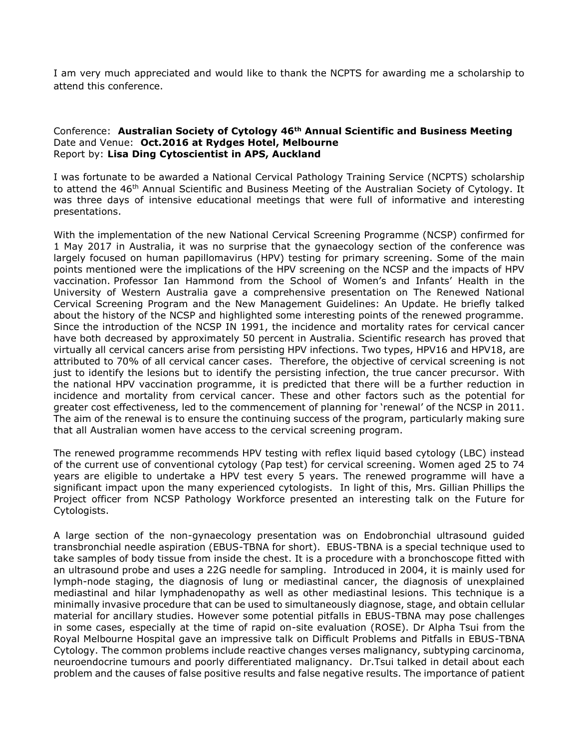I am very much appreciated and would like to thank the NCPTS for awarding me a scholarship to attend this conference.

Conference: **Australian Society of Cytology 46th Annual Scientific and Business Meeting**
Date and Venue: **Oct.2016 at Rydges Hotel, Melbourne**
Report by: **Lisa Ding Cytoscientist in APS, Auckland**

I was fortunate to be awarded a National Cervical Pathology Training Service (NCPTS) scholarship to attend the 46th Annual Scientific and Business Meeting of the Australian Society of Cytology. It was three days of intensive educational meetings that were full of informative and interesting presentations.

With the implementation of the new National Cervical Screening Programme (NCSP) confirmed for 1 May 2017 in Australia, it was no surprise that the gynaecology section of the conference was largely focused on human papillomavirus (HPV) testing for primary screening. Some of the main points mentioned were the implications of the HPV screening on the NCSP and the impacts of HPV vaccination. Professor Ian Hammond from the School of Women's and Infants' Health in the University of Western Australia gave a comprehensive presentation on The Renewed National Cervical Screening Program and the New Management Guidelines: An Update. He briefly talked about the history of the NCSP and highlighted some interesting points of the renewed programme. Since the introduction of the NCSP IN 1991, the incidence and mortality rates for cervical cancer have both decreased by approximately 50 percent in Australia. Scientific research has proved that virtually all cervical cancers arise from persisting HPV infections. Two types, HPV16 and HPV18, are attributed to 70% of all cervical cancer cases. Therefore, the objective of cervical screening is not just to identify the lesions but to identify the persisting infection, the true cancer precursor. With the national HPV vaccination programme, it is predicted that there will be a further reduction in incidence and mortality from cervical cancer. These and other factors such as the potential for greater cost effectiveness, led to the commencement of planning for 'renewal' of the NCSP in 2011. The aim of the renewal is to ensure the continuing success of the program, particularly making sure that all Australian women have access to the cervical screening program.

The renewed programme recommends HPV testing with reflex liquid based cytology (LBC) instead of the current use of conventional cytology (Pap test) for cervical screening. Women aged 25 to 74 years are eligible to undertake a HPV test every 5 years. The renewed programme will have a significant impact upon the many experienced cytologists. In light of this, Mrs. Gillian Phillips the Project officer from NCSP Pathology Workforce presented an interesting talk on the Future for Cytologists.

A large section of the non-gynaecology presentation was on Endobronchial ultrasound guided transbronchial needle aspiration (EBUS-TBNA for short). EBUS-TBNA is a special technique used to take samples of body tissue from inside the chest. It is a procedure with a bronchoscope fitted with an ultrasound probe and uses a 22G needle for sampling. Introduced in 2004, it is mainly used for lymph-node staging, the diagnosis of lung or mediastinal cancer, the diagnosis of unexplained mediastinal and hilar lymphadenopathy as well as other mediastinal lesions. This technique is a minimally invasive procedure that can be used to simultaneously diagnose, stage, and obtain cellular material for ancillary studies. However some potential pitfalls in EBUS-TBNA may pose challenges in some cases, especially at the time of rapid on-site evaluation (ROSE). Dr Alpha Tsui from the Royal Melbourne Hospital gave an impressive talk on Difficult Problems and Pitfalls in EBUS-TBNA Cytology. The common problems include reactive changes verses malignancy, subtyping carcinoma, neuroendocrine tumours and poorly differentiated malignancy. Dr.Tsui talked in detail about each problem and the causes of false positive results and false negative results. The importance of patient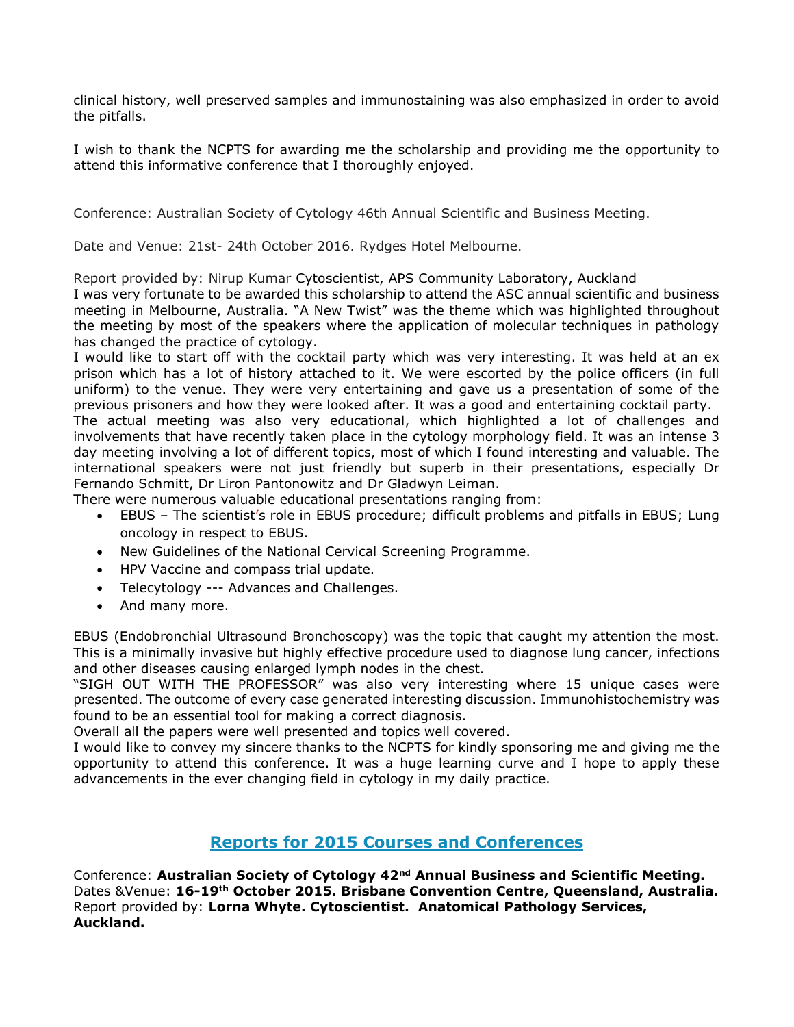clinical history, well preserved samples and immunostaining was also emphasized in order to avoid the pitfalls.

I wish to thank the NCPTS for awarding me the scholarship and providing me the opportunity to attend this informative conference that I thoroughly enjoyed.

Conference: Australian Society of Cytology 46th Annual Scientific and Business Meeting.

Date and Venue: 21st- 24th October 2016. Rydges Hotel Melbourne.

Report provided by: Nirup Kumar Cytoscientist, APS Community Laboratory, Auckland

I was very fortunate to be awarded this scholarship to attend the ASC annual scientific and business meeting in Melbourne, Australia. "A New Twist" was the theme which was highlighted throughout the meeting by most of the speakers where the application of molecular techniques in pathology has changed the practice of cytology.

I would like to start off with the cocktail party which was very interesting. It was held at an ex prison which has a lot of history attached to it. We were escorted by the police officers (in full uniform) to the venue. They were very entertaining and gave us a presentation of some of the previous prisoners and how they were looked after. It was a good and entertaining cocktail party.

The actual meeting was also very educational, which highlighted a lot of challenges and involvements that have recently taken place in the cytology morphology field. It was an intense 3 day meeting involving a lot of different topics, most of which I found interesting and valuable. The international speakers were not just friendly but superb in their presentations, especially Dr Fernando Schmitt, Dr Liron Pantonowitz and Dr Gladwyn Leiman.

There were numerous valuable educational presentations ranging from:

- EBUS – The scientist's role in EBUS procedure; difficult problems and pitfalls in EBUS; Lung oncology in respect to EBUS.
- New Guidelines of the National Cervical Screening Programme.
- HPV Vaccine and compass trial update.
- Telecytology --- Advances and Challenges.
- And many more.

EBUS (Endobronchial Ultrasound Bronchoscopy) was the topic that caught my attention the most. This is a minimally invasive but highly effective procedure used to diagnose lung cancer, infections and other diseases causing enlarged lymph nodes in the chest.

"SIGH OUT WITH THE PROFESSOR" was also very interesting where 15 unique cases were presented. The outcome of every case generated interesting discussion. Immunohistochemistry was found to be an essential tool for making a correct diagnosis.

Overall all the papers were well presented and topics well covered.

I would like to convey my sincere thanks to the NCPTS for kindly sponsoring me and giving me the opportunity to attend this conference. It was a huge learning curve and I hope to apply these advancements in the ever changing field in cytology in my daily practice.

## Reports for 2015 Courses and Conferences

Conference: **Australian Society of Cytology 42nd Annual Business and Scientific Meeting.**
Dates &Venue: **16-19th October 2015. Brisbane Convention Centre, Queensland, Australia.**
Report provided by: **Lorna Whyte. Cytoscientist. Anatomical Pathology Services, Auckland.**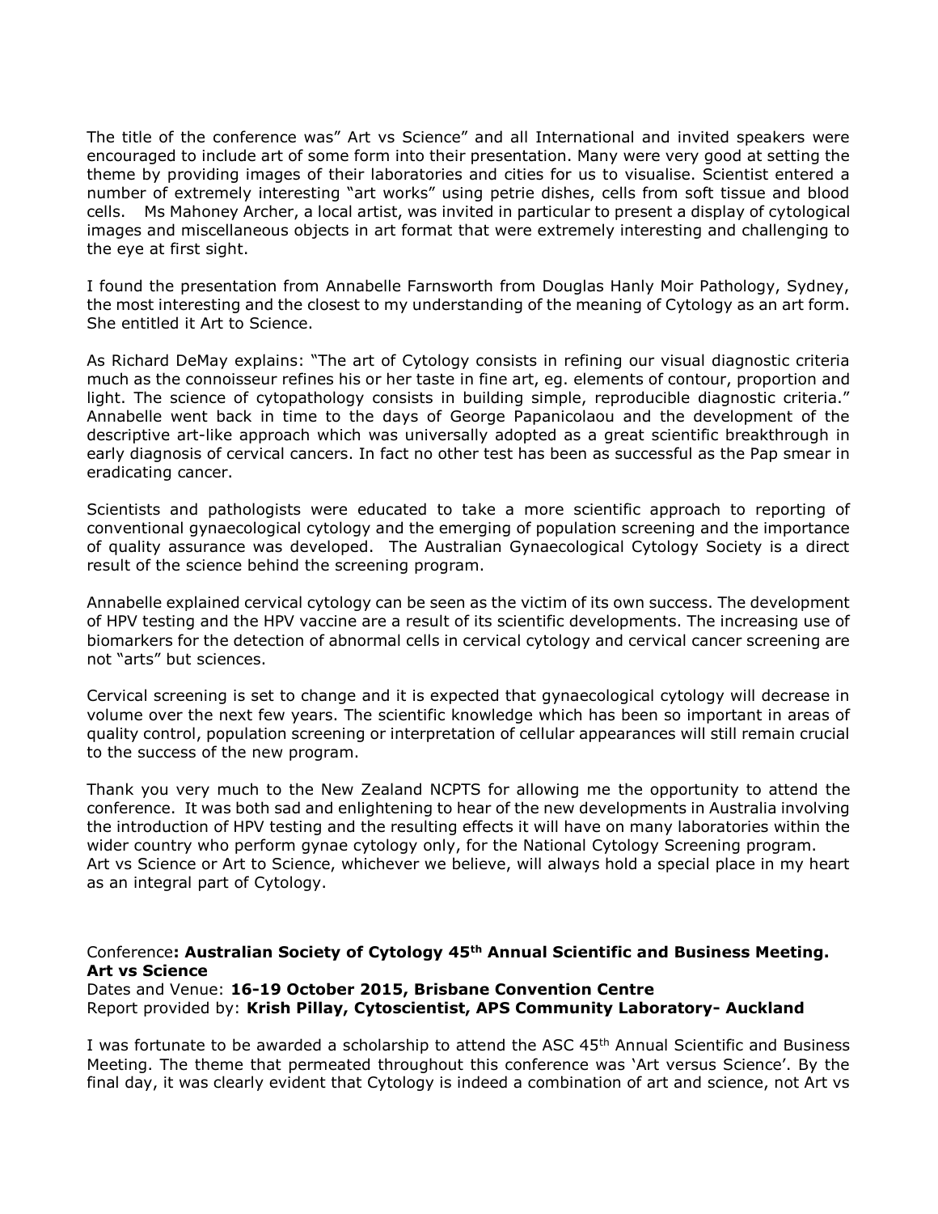The title of the conference was" Art vs Science" and all International and invited speakers were encouraged to include art of some form into their presentation. Many were very good at setting the theme by providing images of their laboratories and cities for us to visualise. Scientist entered a number of extremely interesting "art works" using petrie dishes, cells from soft tissue and blood cells. Ms Mahoney Archer, a local artist, was invited in particular to present a display of cytological images and miscellaneous objects in art format that were extremely interesting and challenging to the eye at first sight.

I found the presentation from Annabelle Farnsworth from Douglas Hanly Moir Pathology, Sydney, the most interesting and the closest to my understanding of the meaning of Cytology as an art form. She entitled it Art to Science.

As Richard DeMay explains: "The art of Cytology consists in refining our visual diagnostic criteria much as the connoisseur refines his or her taste in fine art, eg. elements of contour, proportion and light. The science of cytopathology consists in building simple, reproducible diagnostic criteria." Annabelle went back in time to the days of George Papanicolaou and the development of the descriptive art-like approach which was universally adopted as a great scientific breakthrough in early diagnosis of cervical cancers. In fact no other test has been as successful as the Pap smear in eradicating cancer.

Scientists and pathologists were educated to take a more scientific approach to reporting of conventional gynaecological cytology and the emerging of population screening and the importance of quality assurance was developed. The Australian Gynaecological Cytology Society is a direct result of the science behind the screening program.

Annabelle explained cervical cytology can be seen as the victim of its own success. The development of HPV testing and the HPV vaccine are a result of its scientific developments. The increasing use of biomarkers for the detection of abnormal cells in cervical cytology and cervical cancer screening are not "arts" but sciences.

Cervical screening is set to change and it is expected that gynaecological cytology will decrease in volume over the next few years. The scientific knowledge which has been so important in areas of quality control, population screening or interpretation of cellular appearances will still remain crucial to the success of the new program.

Thank you very much to the New Zealand NCPTS for allowing me the opportunity to attend the conference. It was both sad and enlightening to hear of the new developments in Australia involving the introduction of HPV testing and the resulting effects it will have on many laboratories within the wider country who perform gynae cytology only, for the National Cytology Screening program.
Art vs Science or Art to Science, whichever we believe, will always hold a special place in my heart as an integral part of Cytology.

Conference**: Australian Society of Cytology 45th Annual Scientific and Business Meeting. Art vs Science**
Dates and Venue: **16-19 October 2015, Brisbane Convention Centre**
Report provided by: **Krish Pillay, Cytoscientist, APS Community Laboratory- Auckland**

I was fortunate to be awarded a scholarship to attend the ASC 45th Annual Scientific and Business Meeting. The theme that permeated throughout this conference was 'Art versus Science'. By the final day, it was clearly evident that Cytology is indeed a combination of art and science, not Art vs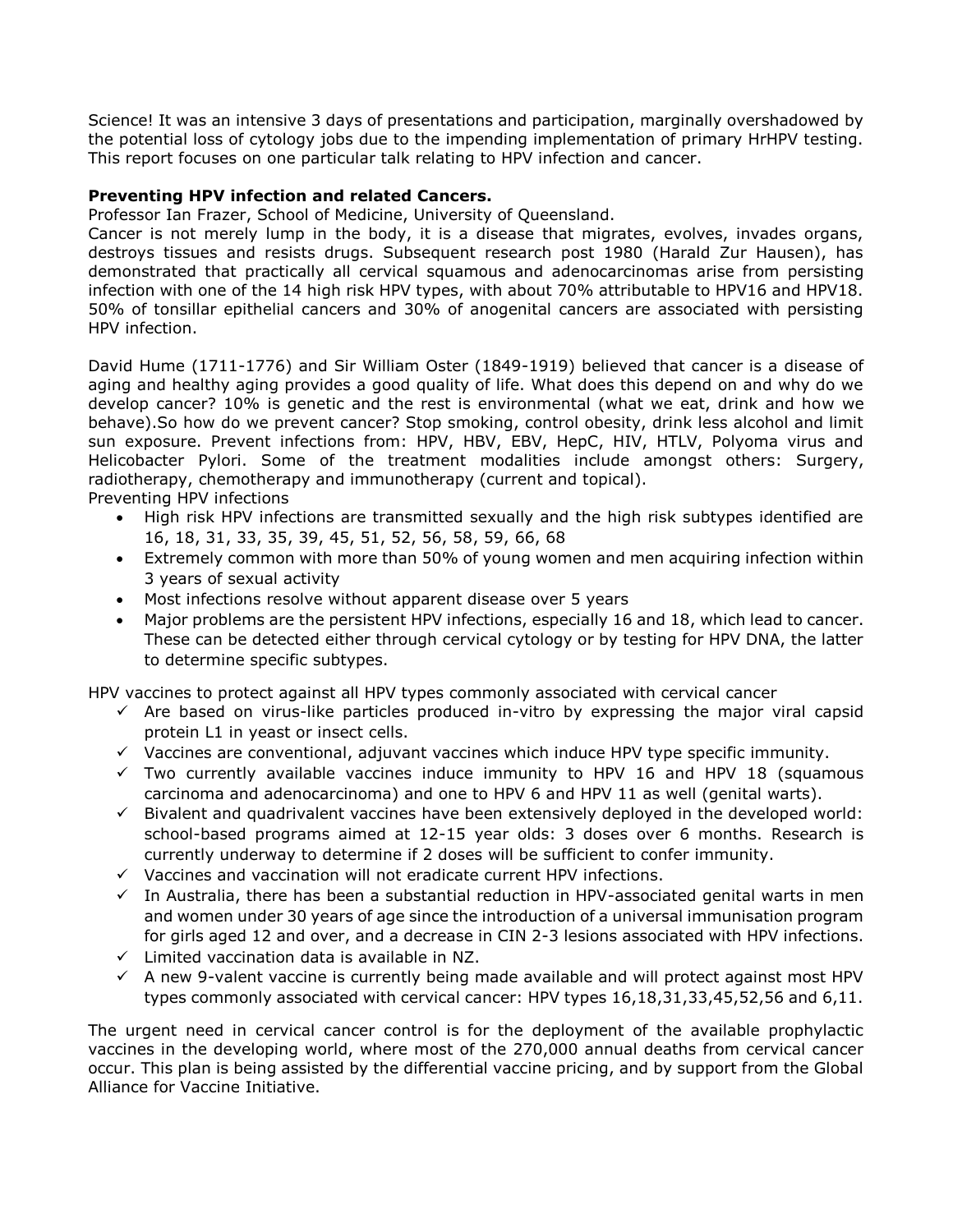Science! It was an intensive 3 days of presentations and participation, marginally overshadowed by the potential loss of cytology jobs due to the impending implementation of primary HrHPV testing. This report focuses on one particular talk relating to HPV infection and cancer.

**Preventing HPV infection and related Cancers.**

Professor Ian Frazer, School of Medicine, University of Queensland.

Cancer is not merely lump in the body, it is a disease that migrates, evolves, invades organs, destroys tissues and resists drugs. Subsequent research post 1980 (Harald Zur Hausen), has demonstrated that practically all cervical squamous and adenocarcinomas arise from persisting infection with one of the 14 high risk HPV types, with about 70% attributable to HPV16 and HPV18. 50% of tonsillar epithelial cancers and 30% of anogenital cancers are associated with persisting HPV infection.

David Hume (1711-1776) and Sir William Oster (1849-1919) believed that cancer is a disease of aging and healthy aging provides a good quality of life. What does this depend on and why do we develop cancer? 10% is genetic and the rest is environmental (what we eat, drink and how we behave).So how do we prevent cancer? Stop smoking, control obesity, drink less alcohol and limit sun exposure. Prevent infections from: HPV, HBV, EBV, HepC, HIV, HTLV, Polyoma virus and Helicobacter Pylori. Some of the treatment modalities include amongst others: Surgery, radiotherapy, chemotherapy and immunotherapy (current and topical).

Preventing HPV infections

- High risk HPV infections are transmitted sexually and the high risk subtypes identified are 16, 18, 31, 33, 35, 39, 45, 51, 52, 56, 58, 59, 66, 68
- Extremely common with more than 50% of young women and men acquiring infection within 3 years of sexual activity
- Most infections resolve without apparent disease over 5 years
- Major problems are the persistent HPV infections, especially 16 and 18, which lead to cancer. These can be detected either through cervical cytology or by testing for HPV DNA, the latter to determine specific subtypes.

HPV vaccines to protect against all HPV types commonly associated with cervical cancer

- ✓ Are based on virus-like particles produced in-vitro by expressing the major viral capsid protein L1 in yeast or insect cells.
- ✓ Vaccines are conventional, adjuvant vaccines which induce HPV type specific immunity.
- ✓ Two currently available vaccines induce immunity to HPV 16 and HPV 18 (squamous carcinoma and adenocarcinoma) and one to HPV 6 and HPV 11 as well (genital warts).
- ✓ Bivalent and quadrivalent vaccines have been extensively deployed in the developed world: school-based programs aimed at 12-15 year olds: 3 doses over 6 months. Research is currently underway to determine if 2 doses will be sufficient to confer immunity.
- ✓ Vaccines and vaccination will not eradicate current HPV infections.
- ✓ In Australia, there has been a substantial reduction in HPV-associated genital warts in men and women under 30 years of age since the introduction of a universal immunisation program for girls aged 12 and over, and a decrease in CIN 2-3 lesions associated with HPV infections.
- ✓ Limited vaccination data is available in NZ.
- ✓ A new 9-valent vaccine is currently being made available and will protect against most HPV types commonly associated with cervical cancer: HPV types 16,18,31,33,45,52,56 and 6,11.

The urgent need in cervical cancer control is for the deployment of the available prophylactic vaccines in the developing world, where most of the 270,000 annual deaths from cervical cancer occur. This plan is being assisted by the differential vaccine pricing, and by support from the Global Alliance for Vaccine Initiative.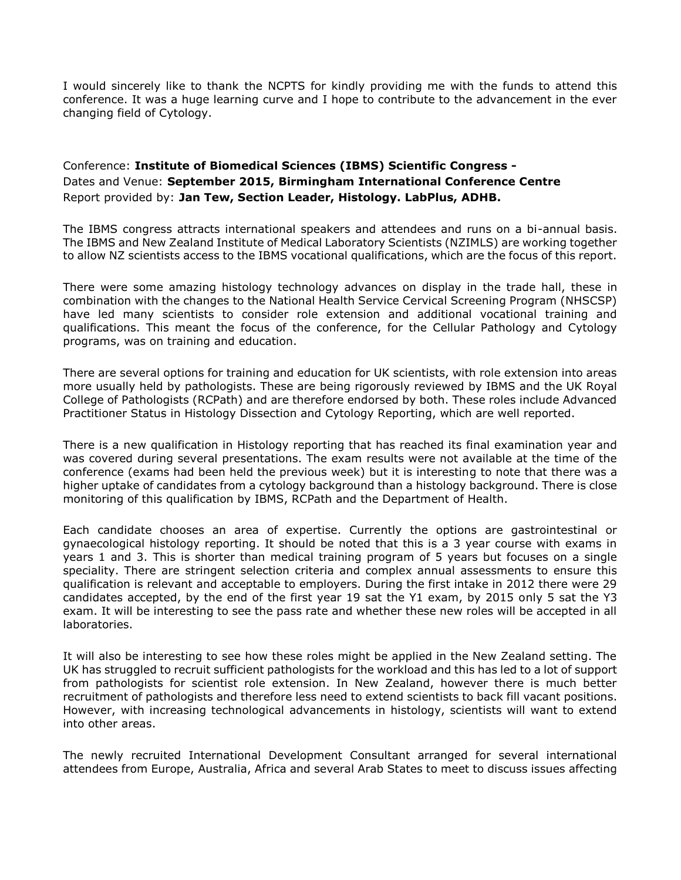I would sincerely like to thank the NCPTS for kindly providing me with the funds to attend this conference. It was a huge learning curve and I hope to contribute to the advancement in the ever changing field of Cytology.

Conference: **Institute of Biomedical Sciences (IBMS) Scientific Congress -**
Dates and Venue: **September 2015, Birmingham International Conference Centre**
Report provided by: **Jan Tew, Section Leader, Histology. LabPlus, ADHB.**

The IBMS congress attracts international speakers and attendees and runs on a bi-annual basis. The IBMS and New Zealand Institute of Medical Laboratory Scientists (NZIMLS) are working together to allow NZ scientists access to the IBMS vocational qualifications, which are the focus of this report.

There were some amazing histology technology advances on display in the trade hall, these in combination with the changes to the National Health Service Cervical Screening Program (NHSCSP) have led many scientists to consider role extension and additional vocational training and qualifications. This meant the focus of the conference, for the Cellular Pathology and Cytology programs, was on training and education.

There are several options for training and education for UK scientists, with role extension into areas more usually held by pathologists. These are being rigorously reviewed by IBMS and the UK Royal College of Pathologists (RCPath) and are therefore endorsed by both. These roles include Advanced Practitioner Status in Histology Dissection and Cytology Reporting, which are well reported.

There is a new qualification in Histology reporting that has reached its final examination year and was covered during several presentations. The exam results were not available at the time of the conference (exams had been held the previous week) but it is interesting to note that there was a higher uptake of candidates from a cytology background than a histology background. There is close monitoring of this qualification by IBMS, RCPath and the Department of Health.

Each candidate chooses an area of expertise. Currently the options are gastrointestinal or gynaecological histology reporting. It should be noted that this is a 3 year course with exams in years 1 and 3. This is shorter than medical training program of 5 years but focuses on a single speciality. There are stringent selection criteria and complex annual assessments to ensure this qualification is relevant and acceptable to employers. During the first intake in 2012 there were 29 candidates accepted, by the end of the first year 19 sat the Y1 exam, by 2015 only 5 sat the Y3 exam. It will be interesting to see the pass rate and whether these new roles will be accepted in all laboratories.

It will also be interesting to see how these roles might be applied in the New Zealand setting. The UK has struggled to recruit sufficient pathologists for the workload and this has led to a lot of support from pathologists for scientist role extension. In New Zealand, however there is much better recruitment of pathologists and therefore less need to extend scientists to back fill vacant positions. However, with increasing technological advancements in histology, scientists will want to extend into other areas.

The newly recruited International Development Consultant arranged for several international attendees from Europe, Australia, Africa and several Arab States to meet to discuss issues affecting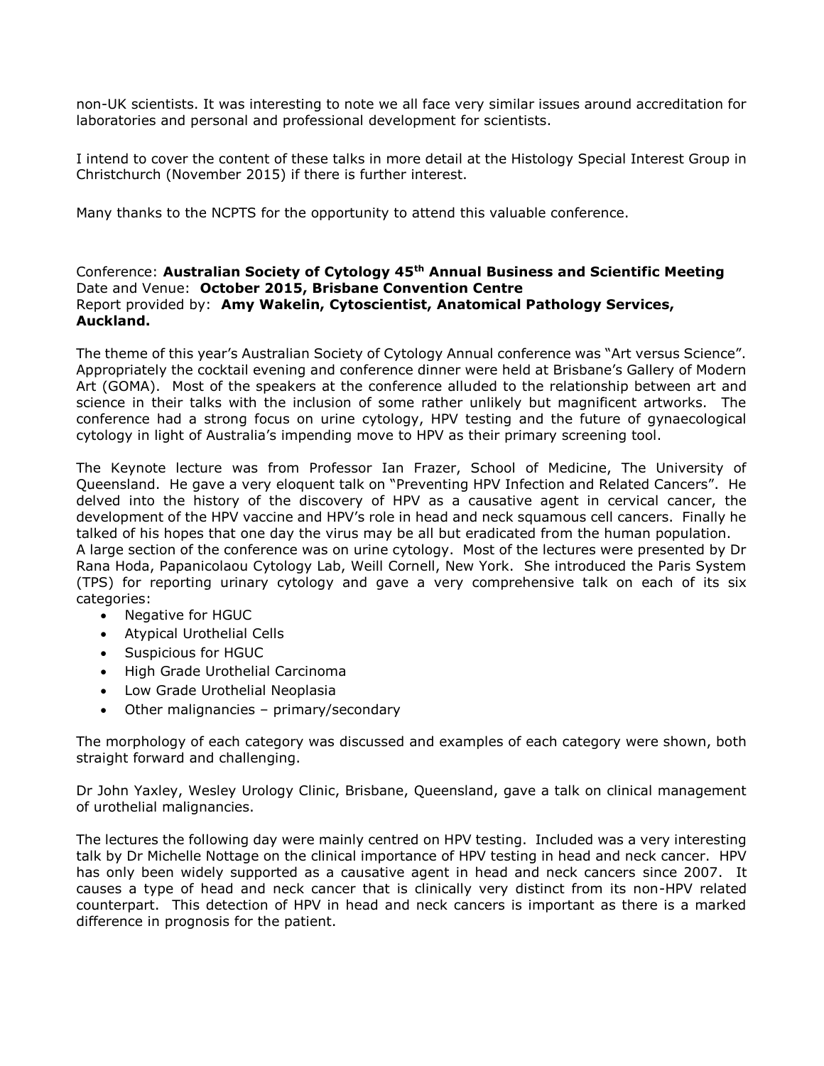non-UK scientists. It was interesting to note we all face very similar issues around accreditation for laboratories and personal and professional development for scientists.

I intend to cover the content of these talks in more detail at the Histology Special Interest Group in Christchurch (November 2015) if there is further interest.

Many thanks to the NCPTS for the opportunity to attend this valuable conference.

Conference: **Australian Society of Cytology 45th Annual Business and Scientific Meeting**
Date and Venue: **October 2015, Brisbane Convention Centre**
Report provided by: **Amy Wakelin, Cytoscientist, Anatomical Pathology Services, Auckland.**

The theme of this year's Australian Society of Cytology Annual conference was "Art versus Science". Appropriately the cocktail evening and conference dinner were held at Brisbane's Gallery of Modern Art (GOMA). Most of the speakers at the conference alluded to the relationship between art and science in their talks with the inclusion of some rather unlikely but magnificent artworks. The conference had a strong focus on urine cytology, HPV testing and the future of gynaecological cytology in light of Australia's impending move to HPV as their primary screening tool.

The Keynote lecture was from Professor Ian Frazer, School of Medicine, The University of Queensland. He gave a very eloquent talk on "Preventing HPV Infection and Related Cancers". He delved into the history of the discovery of HPV as a causative agent in cervical cancer, the development of the HPV vaccine and HPV's role in head and neck squamous cell cancers. Finally he talked of his hopes that one day the virus may be all but eradicated from the human population.
A large section of the conference was on urine cytology. Most of the lectures were presented by Dr Rana Hoda, Papanicolaou Cytology Lab, Weill Cornell, New York. She introduced the Paris System (TPS) for reporting urinary cytology and gave a very comprehensive talk on each of its six categories:

- Negative for HGUC
- Atypical Urothelial Cells
- Suspicious for HGUC
- High Grade Urothelial Carcinoma
- Low Grade Urothelial Neoplasia
- Other malignancies – primary/secondary

The morphology of each category was discussed and examples of each category were shown, both straight forward and challenging.

Dr John Yaxley, Wesley Urology Clinic, Brisbane, Queensland, gave a talk on clinical management of urothelial malignancies.

The lectures the following day were mainly centred on HPV testing. Included was a very interesting talk by Dr Michelle Nottage on the clinical importance of HPV testing in head and neck cancer. HPV has only been widely supported as a causative agent in head and neck cancers since 2007. It causes a type of head and neck cancer that is clinically very distinct from its non-HPV related counterpart. This detection of HPV in head and neck cancers is important as there is a marked difference in prognosis for the patient.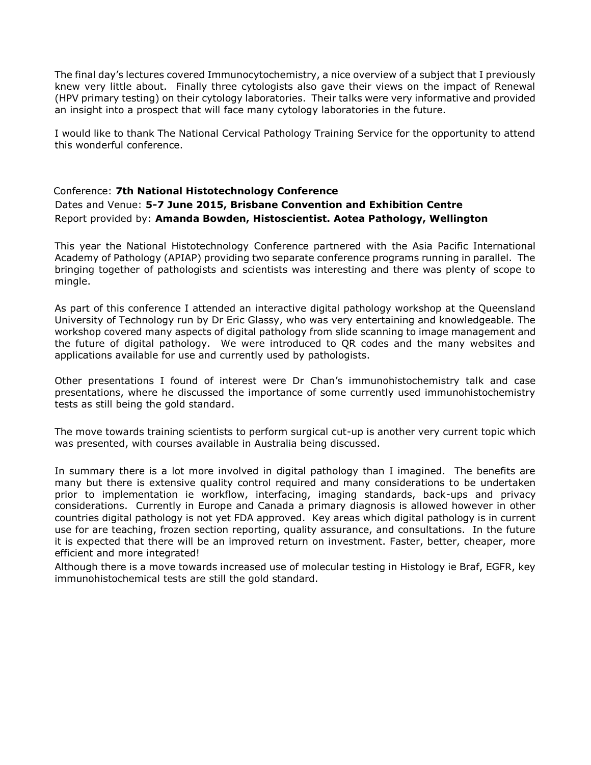The final day's lectures covered Immunocytochemistry, a nice overview of a subject that I previously knew very little about. Finally three cytologists also gave their views on the impact of Renewal (HPV primary testing) on their cytology laboratories. Their talks were very informative and provided an insight into a prospect that will face many cytology laboratories in the future.

I would like to thank The National Cervical Pathology Training Service for the opportunity to attend this wonderful conference.

Conference: **7th National Histotechnology Conference**
Dates and Venue: **5-7 June 2015, Brisbane Convention and Exhibition Centre**
Report provided by: **Amanda Bowden, Histoscientist. Aotea Pathology, Wellington**

This year the National Histotechnology Conference partnered with the Asia Pacific International Academy of Pathology (APIAP) providing two separate conference programs running in parallel. The bringing together of pathologists and scientists was interesting and there was plenty of scope to mingle.

As part of this conference I attended an interactive digital pathology workshop at the Queensland University of Technology run by Dr Eric Glassy, who was very entertaining and knowledgeable. The workshop covered many aspects of digital pathology from slide scanning to image management and the future of digital pathology. We were introduced to QR codes and the many websites and applications available for use and currently used by pathologists.

Other presentations I found of interest were Dr Chan's immunohistochemistry talk and case presentations, where he discussed the importance of some currently used immunohistochemistry tests as still being the gold standard.

The move towards training scientists to perform surgical cut-up is another very current topic which was presented, with courses available in Australia being discussed.

In summary there is a lot more involved in digital pathology than I imagined. The benefits are many but there is extensive quality control required and many considerations to be undertaken prior to implementation ie workflow, interfacing, imaging standards, back-ups and privacy considerations. Currently in Europe and Canada a primary diagnosis is allowed however in other countries digital pathology is not yet FDA approved. Key areas which digital pathology is in current use for are teaching, frozen section reporting, quality assurance, and consultations. In the future it is expected that there will be an improved return on investment. Faster, better, cheaper, more efficient and more integrated!

Although there is a move towards increased use of molecular testing in Histology ie Braf, EGFR, key immunohistochemical tests are still the gold standard.